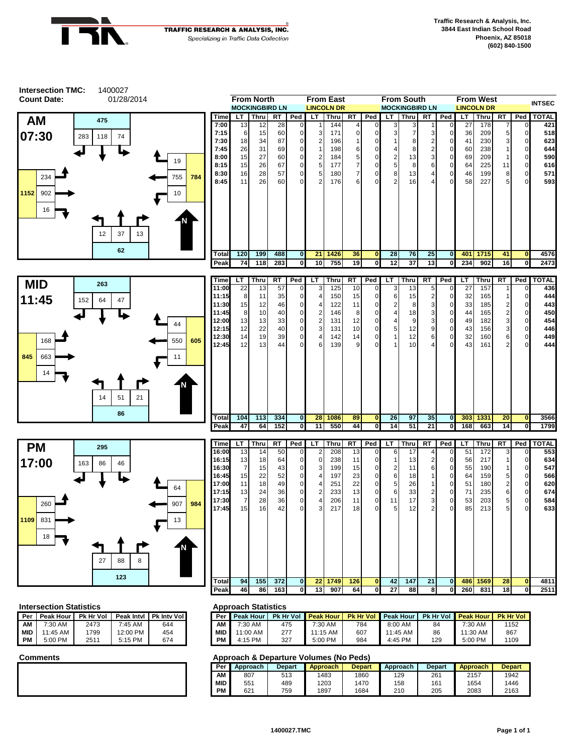**TRAFFIC RESEARCH & ANALYSIS, INC.**
*Specializing in Traffic Data Collection*

Traffic Research & Analysis, Inc.
3844 East Indian School Road
Phoenix, AZ 85018
(602) 840-1500

**Intersection TMC:** 1400027
**Count Date:** 01/28/2014

## AM 07:30

Peak hour volumes: From North (Mockingbird Ln) approach 475 — RT 283, Thru 118, LT 74; From East (Lincoln Dr) approach 784 — LT 19, Thru 755, RT 10; From South (Mockingbird Ln) approach 62 — LT 12, Thru 37, RT 13; From West (Lincoln Dr) approach 1152 — LT 234, Thru 902, RT 16.

| | From North | | | | From East | | | | From South | | | | From West | | | | INTSEC |
|---|---|---|---|---|---|---|---|---|---|---|---|---|---|---|---|---|---|
| | MOCKINGBIRD LN | | | | LINCOLN DR | | | | MOCKINGBIRD LN | | | | LINCOLN DR | | | | |
| Time | LT | Thru | RT | Ped | LT | Thru | RT | Ped | LT | Thru | RT | Ped | LT | Thru | RT | Ped | TOTAL |
| 7:00 | 13 | 12 | 28 | 0 | 1 | 144 | 4 | 0 | 3 | 3 | 1 | 0 | 27 | 178 | 7 | 0 | 421 |
| 7:15 | 6 | 15 | 60 | 0 | 3 | 171 | 0 | 0 | 3 | 7 | 3 | 0 | 36 | 209 | 5 | 0 | 518 |
| 7:30 | 18 | 34 | 87 | 0 | 2 | 196 | 1 | 0 | 1 | 8 | 2 | 0 | 41 | 230 | 3 | 0 | 623 |
| 7:45 | 26 | 31 | 69 | 0 | 1 | 198 | 6 | 0 | 4 | 8 | 2 | 0 | 60 | 238 | 1 | 0 | 644 |
| 8:00 | 15 | 27 | 60 | 0 | 2 | 184 | 5 | 0 | 2 | 13 | 3 | 0 | 69 | 209 | 1 | 0 | 590 |
| 8:15 | 15 | 26 | 67 | 0 | 5 | 177 | 7 | 0 | 5 | 8 | 6 | 0 | 64 | 225 | 11 | 0 | 616 |
| 8:30 | 16 | 28 | 57 | 0 | 5 | 180 | 7 | 0 | 8 | 13 | 4 | 0 | 46 | 199 | 8 | 0 | 571 |
| 8:45 | 11 | 26 | 60 | 0 | 2 | 176 | 6 | 0 | 2 | 16 | 4 | 0 | 58 | 227 | 5 | 0 | 593 |
| Total | 120 | 199 | 488 | 0 | 21 | 1426 | 36 | 0 | 28 | 76 | 25 | 0 | 401 | 1715 | 41 | 0 | 4576 |
| Peak | 74 | 118 | 283 | 0 | 10 | 755 | 19 | 0 | 12 | 37 | 13 | 0 | 234 | 902 | 16 | 0 | 2473 |

## MID 11:45

Peak hour volumes: From North approach 263 — RT 152, Thru 64, LT 47; From East approach 605 — LT 44, Thru 550, RT 11; From South approach 86 — LT 14, Thru 51, RT 21; From West approach 845 — LT 168, Thru 663, RT 14.

| Time | LT | Thru | RT | Ped | LT | Thru | RT | Ped | LT | Thru | RT | Ped | LT | Thru | RT | Ped | TOTAL |
|---|---|---|---|---|---|---|---|---|---|---|---|---|---|---|---|---|---|
| 11:00 | 22 | 13 | 57 | 0 | 3 | 125 | 10 | 0 | 3 | 13 | 5 | 0 | 27 | 157 | 1 | 0 | 436 |
| 11:15 | 8 | 11 | 35 | 0 | 4 | 150 | 15 | 0 | 6 | 15 | 2 | 0 | 32 | 165 | 1 | 0 | 444 |
| 11:30 | 15 | 12 | 46 | 0 | 4 | 122 | 11 | 0 | 2 | 8 | 3 | 0 | 33 | 185 | 2 | 0 | 443 |
| 11:45 | 8 | 10 | 40 | 0 | 2 | 146 | 8 | 0 | 4 | 18 | 3 | 0 | 44 | 165 | 2 | 0 | 450 |
| 12:00 | 13 | 13 | 33 | 0 | 2 | 131 | 12 | 0 | 4 | 9 | 3 | 0 | 49 | 182 | 3 | 0 | 454 |
| 12:15 | 12 | 22 | 40 | 0 | 3 | 131 | 10 | 0 | 5 | 12 | 9 | 0 | 43 | 156 | 3 | 0 | 446 |
| 12:30 | 14 | 19 | 39 | 0 | 4 | 142 | 14 | 0 | 1 | 12 | 6 | 0 | 32 | 160 | 6 | 0 | 449 |
| 12:45 | 12 | 13 | 44 | 0 | 6 | 139 | 9 | 0 | 1 | 10 | 4 | 0 | 43 | 161 | 2 | 0 | 444 |
| Total | 104 | 113 | 334 | 0 | 28 | 1086 | 89 | 0 | 26 | 97 | 35 | 0 | 303 | 1331 | 20 | 0 | 3566 |
| Peak | 47 | 64 | 152 | 0 | 11 | 550 | 44 | 0 | 14 | 51 | 21 | 0 | 168 | 663 | 14 | 0 | 1799 |

## PM 17:00

Peak hour volumes: From North approach 295 — RT 163, Thru 86, LT 46; From East approach 984 — LT 64, Thru 907, RT 13; From South approach 123 — LT 27, Thru 88, RT 8; From West approach 1109 — LT 260, Thru 831, RT 18.

| Time | LT | Thru | RT | Ped | LT | Thru | RT | Ped | LT | Thru | RT | Ped | LT | Thru | RT | Ped | TOTAL |
|---|---|---|---|---|---|---|---|---|---|---|---|---|---|---|---|---|---|
| 16:00 | 13 | 14 | 50 | 0 | 2 | 208 | 13 | 0 | 6 | 17 | 4 | 0 | 51 | 172 | 3 | 0 | 553 |
| 16:15 | 13 | 18 | 64 | 0 | 0 | 238 | 11 | 0 | 1 | 13 | 2 | 0 | 56 | 217 | 1 | 0 | 634 |
| 16:30 | 7 | 15 | 43 | 0 | 3 | 199 | 15 | 0 | 2 | 11 | 6 | 0 | 55 | 190 | 1 | 0 | 547 |
| 16:45 | 15 | 22 | 52 | 0 | 4 | 197 | 23 | 0 | 6 | 18 | 1 | 0 | 64 | 159 | 5 | 0 | 566 |
| 17:00 | 11 | 18 | 49 | 0 | 4 | 251 | 22 | 0 | 5 | 26 | 1 | 0 | 51 | 180 | 2 | 0 | 620 |
| 17:15 | 13 | 24 | 36 | 0 | 2 | 233 | 13 | 0 | 6 | 33 | 2 | 0 | 71 | 235 | 6 | 0 | 674 |
| 17:30 | 7 | 28 | 36 | 0 | 4 | 206 | 11 | 0 | 11 | 17 | 3 | 0 | 53 | 203 | 5 | 0 | 584 |
| 17:45 | 15 | 16 | 42 | 0 | 3 | 217 | 18 | 0 | 5 | 12 | 2 | 0 | 85 | 213 | 5 | 0 | 633 |
| Total | 94 | 155 | 372 | 0 | 22 | 1749 | 126 | 0 | 42 | 147 | 21 | 0 | 486 | 1569 | 28 | 0 | 4811 |
| Peak | 46 | 86 | 163 | 0 | 13 | 907 | 64 | 0 | 27 | 88 | 8 | 0 | 260 | 831 | 18 | 0 | 2511 |

### Intersection Statistics

| Per | Peak Hour | Pk Hr Vol | Peak Intvl | Pk Intv Vol |
|---|---|---|---|---|
| AM | 7:30 AM | 2473 | 7:45 AM | 644 |
| MID | 11:45 AM | 1799 | 12:00 PM | 454 |
| PM | 5:00 PM | 2511 | 5:15 PM | 674 |

### Approach Statistics

| Per | Peak Hour | Pk Hr Vol | Peak Hour | Pk Hr Vol | Peak Hour | Pk Hr Vol | Peak Hour | Pk Hr Vol |
|---|---|---|---|---|---|---|---|---|
| AM | 7:30 AM | 475 | 7:30 AM | 784 | 8:00 AM | 84 | 7:30 AM | 1152 |
| MID | 11:00 AM | 277 | 11:15 AM | 607 | 11:45 AM | 86 | 11:30 AM | 867 |
| PM | 4:15 PM | 327 | 5:00 PM | 984 | 4:45 PM | 129 | 5:00 PM | 1109 |

### Comments

### Approach & Departure Volumes (No Peds)

| Per | Approach | Depart | Approach | Depart | Approach | Depart | Approach | Depart |
|---|---|---|---|---|---|---|---|---|
| AM | 807 | 513 | 1483 | 1860 | 129 | 261 | 2157 | 1942 |
| MID | 551 | 489 | 1203 | 1470 | 158 | 161 | 1654 | 1446 |
| PM | 621 | 759 | 1897 | 1684 | 210 | 205 | 2083 | 2163 |

1400027.TMC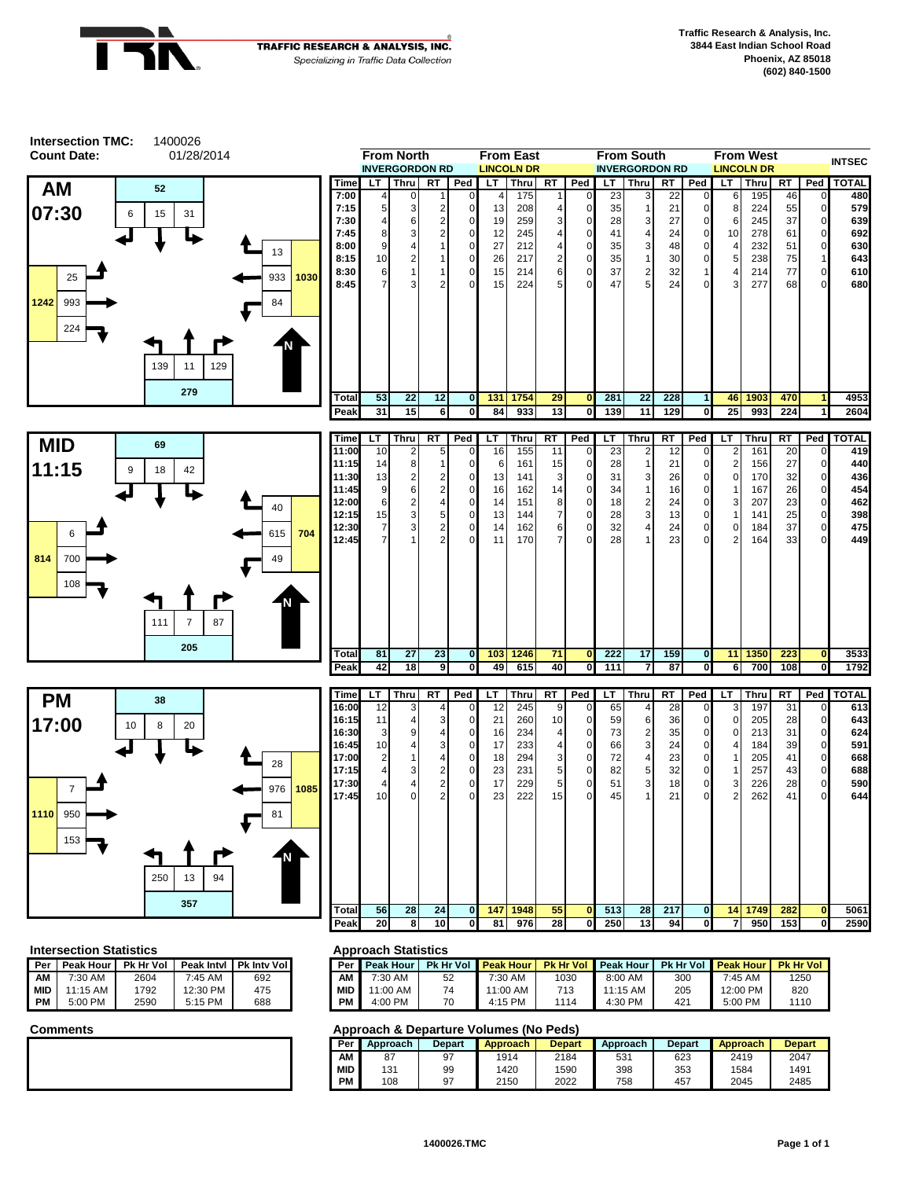TRAFFIC RESEARCH & ANALYSIS, INC.
*Specializing in Traffic Data Collection*

Traffic Research & Analysis, Inc.
3844 East Indian School Road
Phoenix, AZ 85018
(602) 840-1500

**Intersection TMC:** 1400026
**Count Date:** 01/28/2014

## AM 07:30

| | From North | | | | From East | | | | From South | | | | From West | | | | INTSEC |
|---|---|---|---|---|---|---|---|---|---|---|---|---|---|---|---|---|---|
| | INVERGORDON RD | | | | LINCOLN DR | | | | INVERGORDON RD | | | | LINCOLN DR | | | | |
| Time | LT | Thru | RT | Ped | LT | Thru | RT | Ped | LT | Thru | RT | Ped | LT | Thru | RT | Ped | TOTAL |
| 7:00 | 4 | 0 | 1 | 0 | 4 | 175 | 1 | 0 | 23 | 3 | 22 | 0 | 6 | 195 | 46 | 0 | 480 |
| 7:15 | 5 | 3 | 2 | 0 | 13 | 208 | 4 | 0 | 35 | 1 | 21 | 0 | 8 | 224 | 55 | 0 | 579 |
| 7:30 | 4 | 6 | 2 | 0 | 19 | 259 | 3 | 0 | 28 | 3 | 27 | 0 | 6 | 245 | 37 | 0 | 639 |
| 7:45 | 8 | 3 | 2 | 0 | 12 | 245 | 4 | 0 | 41 | 4 | 24 | 0 | 10 | 278 | 61 | 0 | 692 |
| 8:00 | 9 | 4 | 1 | 0 | 27 | 212 | 4 | 0 | 35 | 3 | 48 | 0 | 4 | 232 | 51 | 0 | 630 |
| 8:15 | 10 | 2 | 1 | 0 | 26 | 217 | 2 | 0 | 35 | 1 | 30 | 0 | 5 | 238 | 75 | 1 | 643 |
| 8:30 | 6 | 1 | 1 | 0 | 15 | 214 | 6 | 0 | 37 | 2 | 32 | 1 | 4 | 214 | 77 | 0 | 610 |
| 8:45 | 7 | 3 | 2 | 0 | 15 | 224 | 5 | 0 | 47 | 5 | 24 | 0 | 3 | 277 | 68 | 0 | 680 |
| Total | 53 | 22 | 12 | 0 | 131 | 1754 | 29 | 0 | 281 | 22 | 228 | 1 | 46 | 1903 | 470 | 1 | 4953 |
| Peak | 31 | 15 | 6 | 0 | 84 | 933 | 13 | 0 | 139 | 11 | 129 | 0 | 25 | 993 | 224 | 1 | 2604 |

AM peak diagram: North approach 52 (LT 6, Thru 15, RT 31); East approach 1030 (LT 84, Thru 933, RT 13); South approach 279 (LT 139, Thru 11, RT 129); West approach 1242 (LT 25, Thru 993, RT 224).

## MID 11:15

| Time | LT | Thru | RT | Ped | LT | Thru | RT | Ped | LT | Thru | RT | Ped | LT | Thru | RT | Ped | TOTAL |
|---|---|---|---|---|---|---|---|---|---|---|---|---|---|---|---|---|---|
| 11:00 | 10 | 2 | 5 | 0 | 16 | 155 | 11 | 0 | 23 | 2 | 12 | 0 | 2 | 161 | 20 | 0 | 419 |
| 11:15 | 14 | 8 | 1 | 0 | 6 | 161 | 15 | 0 | 28 | 1 | 21 | 0 | 2 | 156 | 27 | 0 | 440 |
| 11:30 | 13 | 2 | 2 | 0 | 13 | 141 | 3 | 0 | 31 | 3 | 26 | 0 | 0 | 170 | 32 | 0 | 436 |
| 11:45 | 9 | 6 | 2 | 0 | 16 | 162 | 14 | 0 | 34 | 1 | 16 | 0 | 1 | 167 | 26 | 0 | 454 |
| 12:00 | 6 | 2 | 4 | 0 | 14 | 151 | 8 | 0 | 18 | 2 | 24 | 0 | 3 | 207 | 23 | 0 | 462 |
| 12:15 | 15 | 3 | 5 | 0 | 13 | 144 | 7 | 0 | 28 | 3 | 13 | 0 | 1 | 141 | 25 | 0 | 398 |
| 12:30 | 7 | 3 | 2 | 0 | 14 | 162 | 6 | 0 | 32 | 4 | 24 | 0 | 0 | 184 | 37 | 0 | 475 |
| 12:45 | 7 | 1 | 2 | 0 | 11 | 170 | 7 | 0 | 28 | 1 | 23 | 0 | 2 | 164 | 33 | 0 | 449 |
| Total | 81 | 27 | 23 | 0 | 103 | 1246 | 71 | 0 | 222 | 17 | 159 | 0 | 11 | 1350 | 223 | 0 | 3533 |
| Peak | 42 | 18 | 9 | 0 | 49 | 615 | 40 | 0 | 111 | 7 | 87 | 0 | 6 | 700 | 108 | 0 | 1792 |

MID peak diagram: North approach 69 (LT 9, Thru 18, RT 42); East approach 704 (LT 49, Thru 615, RT 40); South approach 205 (LT 111, Thru 7, RT 87); West approach 814 (LT 6, Thru 700, RT 108).

## PM 17:00

| Time | LT | Thru | RT | Ped | LT | Thru | RT | Ped | LT | Thru | RT | Ped | LT | Thru | RT | Ped | TOTAL |
|---|---|---|---|---|---|---|---|---|---|---|---|---|---|---|---|---|---|
| 16:00 | 12 | 3 | 4 | 0 | 12 | 245 | 9 | 0 | 65 | 4 | 28 | 0 | 3 | 197 | 31 | 0 | 613 |
| 16:15 | 11 | 4 | 3 | 0 | 21 | 260 | 10 | 0 | 59 | 6 | 36 | 0 | 0 | 205 | 28 | 0 | 643 |
| 16:30 | 3 | 9 | 4 | 0 | 16 | 234 | 4 | 0 | 73 | 2 | 35 | 0 | 0 | 213 | 31 | 0 | 624 |
| 16:45 | 10 | 4 | 3 | 0 | 17 | 233 | 4 | 0 | 66 | 3 | 24 | 0 | 4 | 184 | 39 | 0 | 591 |
| 17:00 | 2 | 1 | 4 | 0 | 18 | 294 | 3 | 0 | 72 | 4 | 23 | 0 | 1 | 205 | 41 | 0 | 668 |
| 17:15 | 4 | 3 | 2 | 0 | 23 | 231 | 5 | 0 | 82 | 5 | 32 | 0 | 1 | 257 | 43 | 0 | 688 |
| 17:30 | 4 | 4 | 2 | 0 | 17 | 229 | 5 | 0 | 51 | 3 | 18 | 0 | 3 | 226 | 28 | 0 | 590 |
| 17:45 | 10 | 0 | 2 | 0 | 23 | 222 | 15 | 0 | 45 | 1 | 21 | 0 | 2 | 262 | 41 | 0 | 644 |
| Total | 56 | 28 | 24 | 0 | 147 | 1948 | 55 | 0 | 513 | 28 | 217 | 0 | 14 | 1749 | 282 | 0 | 5061 |
| Peak | 20 | 8 | 10 | 0 | 81 | 976 | 28 | 0 | 250 | 13 | 94 | 0 | 7 | 950 | 153 | 0 | 2590 |

PM peak diagram: North approach 38 (LT 10, Thru 8, RT 20); East approach 1085 (LT 81, Thru 976, RT 28); South approach 357 (LT 250, Thru 13, RT 94); West approach 1110 (LT 7, Thru 950, RT 153).

## Intersection Statistics

| Per | Peak Hour | Pk Hr Vol | Peak Intvl | Pk Intv Vol |
|---|---|---|---|---|
| AM | 7:30 AM | 2604 | 7:45 AM | 692 |
| MID | 11:15 AM | 1792 | 12:30 PM | 475 |
| PM | 5:00 PM | 2590 | 5:15 PM | 688 |

## Approach Statistics

| Per | Peak Hour | Pk Hr Vol | Peak Hour | Pk Hr Vol | Peak Hour | Pk Hr Vol | Peak Hour | Pk Hr Vol |
|---|---|---|---|---|---|---|---|---|
| AM | 7:30 AM | 52 | 7:30 AM | 1030 | 8:00 AM | 300 | 7:45 AM | 1250 |
| MID | 11:00 AM | 74 | 11:00 AM | 713 | 11:15 AM | 205 | 12:00 PM | 820 |
| PM | 4:00 PM | 70 | 4:15 PM | 1114 | 4:30 PM | 421 | 5:00 PM | 1110 |

## Comments

## Approach & Departure Volumes (No Peds)

| Per | Approach | Depart | Approach | Depart | Approach | Depart | Approach | Depart |
|---|---|---|---|---|---|---|---|---|
| AM | 87 | 97 | 1914 | 2184 | 531 | 623 | 2419 | 2047 |
| MID | 131 | 99 | 1420 | 1590 | 398 | 353 | 1584 | 1491 |
| PM | 108 | 97 | 2150 | 2022 | 758 | 457 | 2045 | 2485 |

1400026.TMC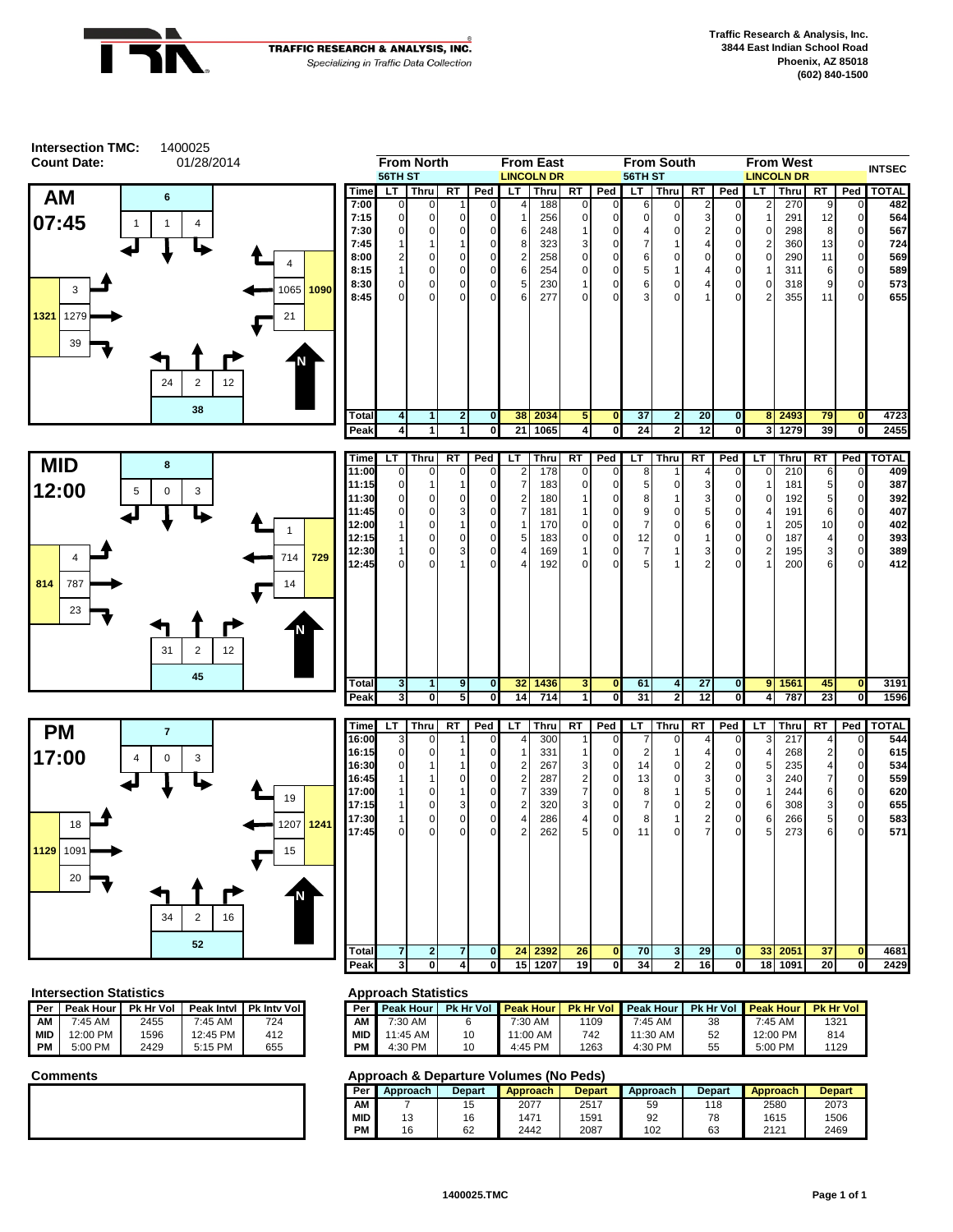**Traffic Research & Analysis, Inc.**
**3844 East Indian School Road**
**Phoenix, AZ 85018**
**(602) 840-1500**

TRAFFIC RESEARCH & ANALYSIS, INC.
*Specializing in Traffic Data Collection*

**Intersection TMC:** 1400025
**Count Date:** 01/28/2014

## AM 07:45

North approach (56TH ST): 6 total; RT 1, Thru 1, LT 4
East approach (LINCOLN DR): 1090 total; LT 4, Thru 1065, RT 21
South approach (56TH ST): 38 total; LT 24, Thru 2, RT 12
West approach (LINCOLN DR): 1321 total; LT 3, Thru 1279, RT 39

| | From North | | | | From East | | | | From South | | | | From West | | | | INTSEC |
|---|---|---|---|---|---|---|---|---|---|---|---|---|---|---|---|---|---|
| | 56TH ST | | | | LINCOLN DR | | | | 56TH ST | | | | LINCOLN DR | | | | |
| Time | LT | Thru | RT | Ped | LT | Thru | RT | Ped | LT | Thru | RT | Ped | LT | Thru | RT | Ped | TOTAL |
| 7:00 | 0 | 0 | 1 | 0 | 4 | 188 | 0 | 0 | 6 | 0 | 2 | 0 | 2 | 270 | 9 | 0 | 482 |
| 7:15 | 0 | 0 | 0 | 0 | 1 | 256 | 0 | 0 | 0 | 0 | 3 | 0 | 1 | 291 | 12 | 0 | 564 |
| 7:30 | 0 | 0 | 0 | 0 | 6 | 248 | 1 | 0 | 4 | 0 | 2 | 0 | 0 | 298 | 8 | 0 | 567 |
| 7:45 | 1 | 1 | 1 | 0 | 8 | 323 | 3 | 0 | 7 | 1 | 4 | 0 | 2 | 360 | 13 | 0 | 724 |
| 8:00 | 2 | 0 | 0 | 0 | 2 | 258 | 0 | 0 | 6 | 0 | 0 | 0 | 0 | 290 | 11 | 0 | 569 |
| 8:15 | 1 | 0 | 0 | 0 | 6 | 254 | 0 | 0 | 5 | 1 | 4 | 0 | 1 | 311 | 6 | 0 | 589 |
| 8:30 | 0 | 0 | 0 | 0 | 5 | 230 | 1 | 0 | 6 | 0 | 4 | 0 | 0 | 318 | 9 | 0 | 573 |
| 8:45 | 0 | 0 | 0 | 0 | 6 | 277 | 0 | 0 | 3 | 0 | 1 | 0 | 2 | 355 | 11 | 0 | 655 |
| **Total** | **4** | **1** | **2** | **0** | **38** | **2034** | **5** | **0** | **37** | **2** | **20** | **0** | **8** | **2493** | **79** | **0** | **4723** |
| **Peak** | **4** | **1** | **1** | **0** | **21** | **1065** | **4** | **0** | **24** | **2** | **12** | **0** | **3** | **1279** | **39** | **0** | **2455** |

## MID 12:00

North approach (56TH ST): 8 total; RT 5, Thru 0, LT 3
East approach (LINCOLN DR): 729 total; LT 1, Thru 714, RT 14
South approach (56TH ST): 45 total; LT 31, Thru 2, RT 12
West approach (LINCOLN DR): 814 total; LT 4, Thru 787, RT 23

| Time | LT | Thru | RT | Ped | LT | Thru | RT | Ped | LT | Thru | RT | Ped | LT | Thru | RT | Ped | TOTAL |
|---|---|---|---|---|---|---|---|---|---|---|---|---|---|---|---|---|---|
| 11:00 | 0 | 0 | 0 | 0 | 2 | 178 | 0 | 0 | 8 | 1 | 4 | 0 | 0 | 210 | 6 | 0 | 409 |
| 11:15 | 0 | 1 | 1 | 0 | 7 | 183 | 0 | 0 | 5 | 0 | 3 | 0 | 1 | 181 | 5 | 0 | 387 |
| 11:30 | 0 | 0 | 0 | 0 | 2 | 180 | 1 | 0 | 8 | 1 | 3 | 0 | 0 | 192 | 5 | 0 | 392 |
| 11:45 | 0 | 0 | 3 | 0 | 7 | 181 | 1 | 0 | 9 | 0 | 5 | 0 | 4 | 191 | 6 | 0 | 407 |
| 12:00 | 1 | 0 | 1 | 0 | 1 | 170 | 0 | 0 | 7 | 0 | 6 | 0 | 1 | 205 | 10 | 0 | 402 |
| 12:15 | 1 | 0 | 0 | 0 | 5 | 183 | 0 | 0 | 12 | 0 | 1 | 0 | 0 | 187 | 4 | 0 | 393 |
| 12:30 | 1 | 0 | 3 | 0 | 4 | 169 | 1 | 0 | 7 | 1 | 3 | 0 | 2 | 195 | 3 | 0 | 389 |
| 12:45 | 0 | 0 | 1 | 0 | 4 | 192 | 0 | 0 | 5 | 1 | 2 | 0 | 1 | 200 | 6 | 0 | 412 |
| **Total** | **3** | **1** | **9** | **0** | **32** | **1436** | **3** | **0** | **61** | **4** | **27** | **0** | **9** | **1561** | **45** | **0** | **3191** |
| **Peak** | **3** | **0** | **5** | **0** | **14** | **714** | **1** | **0** | **31** | **2** | **12** | **0** | **4** | **787** | **23** | **0** | **1596** |

## PM 17:00

North approach (56TH ST): 7 total; RT 4, Thru 0, LT 3
East approach (LINCOLN DR): 1241 total; LT 19, Thru 1207, RT 15
South approach (56TH ST): 52 total; LT 34, Thru 2, RT 16
West approach (LINCOLN DR): 1129 total; LT 18, Thru 1091, RT 20

| Time | LT | Thru | RT | Ped | LT | Thru | RT | Ped | LT | Thru | RT | Ped | LT | Thru | RT | Ped | TOTAL |
|---|---|---|---|---|---|---|---|---|---|---|---|---|---|---|---|---|---|
| 16:00 | 3 | 0 | 1 | 0 | 4 | 300 | 1 | 0 | 7 | 0 | 4 | 0 | 3 | 217 | 4 | 0 | 544 |
| 16:15 | 0 | 0 | 1 | 0 | 1 | 331 | 1 | 0 | 2 | 1 | 4 | 0 | 4 | 268 | 2 | 0 | 615 |
| 16:30 | 0 | 1 | 1 | 0 | 2 | 267 | 3 | 0 | 14 | 0 | 2 | 0 | 5 | 235 | 4 | 0 | 534 |
| 16:45 | 1 | 1 | 0 | 0 | 2 | 287 | 2 | 0 | 13 | 0 | 3 | 0 | 3 | 240 | 7 | 0 | 559 |
| 17:00 | 1 | 0 | 1 | 0 | 7 | 339 | 7 | 0 | 8 | 1 | 5 | 0 | 1 | 244 | 6 | 0 | 620 |
| 17:15 | 1 | 0 | 3 | 0 | 2 | 320 | 3 | 0 | 7 | 0 | 2 | 0 | 6 | 308 | 3 | 0 | 655 |
| 17:30 | 1 | 0 | 0 | 0 | 4 | 286 | 4 | 0 | 8 | 1 | 2 | 0 | 6 | 266 | 5 | 0 | 583 |
| 17:45 | 0 | 0 | 0 | 0 | 2 | 262 | 5 | 0 | 11 | 0 | 7 | 0 | 5 | 273 | 6 | 0 | 571 |
| **Total** | **7** | **2** | **7** | **0** | **24** | **2392** | **26** | **0** | **70** | **3** | **29** | **0** | **33** | **2051** | **37** | **0** | **4681** |
| **Peak** | **3** | **0** | **4** | **0** | **15** | **1207** | **19** | **0** | **34** | **2** | **16** | **0** | **18** | **1091** | **20** | **0** | **2429** |

### Intersection Statistics

| Per | Peak Hour | Pk Hr Vol | Peak Intvl | Pk Intv Vol |
|---|---|---|---|---|
| AM | 7:45 AM | 2455 | 7:45 AM | 724 |
| MID | 12:00 PM | 1596 | 12:45 PM | 412 |
| PM | 5:00 PM | 2429 | 5:15 PM | 655 |

### Approach Statistics

| Per | Peak Hour | Pk Hr Vol | Peak Hour | Pk Hr Vol | Peak Hour | Pk Hr Vol | Peak Hour | Pk Hr Vol |
|---|---|---|---|---|---|---|---|---|
| AM | 7:30 AM | 6 | 7:30 AM | 1109 | 7:45 AM | 38 | 7:45 AM | 1321 |
| MID | 11:45 AM | 10 | 11:00 AM | 742 | 11:30 AM | 52 | 12:00 PM | 814 |
| PM | 4:30 PM | 10 | 4:45 PM | 1263 | 4:30 PM | 55 | 5:00 PM | 1129 |

### Comments

### Approach & Departure Volumes (No Peds)

| Per | Approach | Depart | Approach | Depart | Approach | Depart | Approach | Depart |
|---|---|---|---|---|---|---|---|---|
| AM | 7 | 15 | 2077 | 2517 | 59 | 118 | 2580 | 2073 |
| MID | 13 | 16 | 1471 | 1591 | 92 | 78 | 1615 | 1506 |
| PM | 16 | 62 | 2442 | 2087 | 102 | 63 | 2121 | 2469 |

1400025.TMC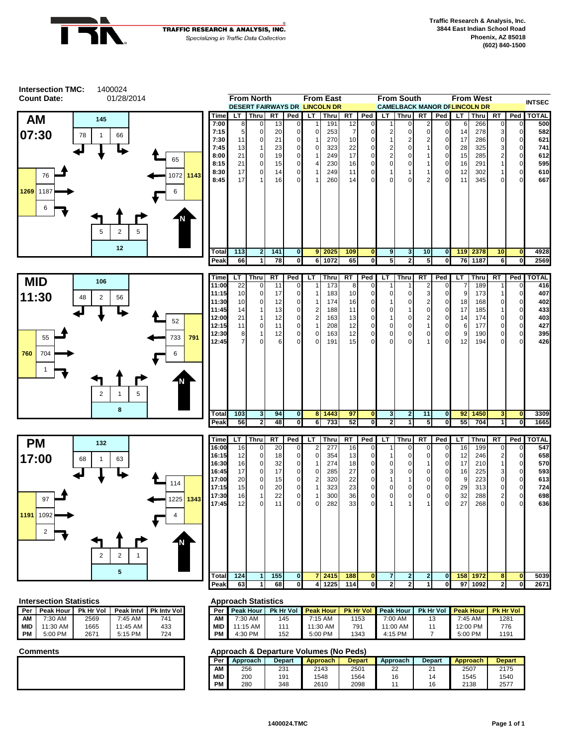**TRAFFIC RESEARCH & ANALYSIS, INC.**
*Specializing in Traffic Data Collection*

Traffic Research & Analysis, Inc.
3844 East Indian School Road
Phoenix, AZ 85018
(602) 840-1500

**Intersection TMC:** 1400024
**Count Date:** 01/28/2014

| | From North | | | | From East | | | | From South | | | | From West | | | | INTSEC |
|---|---|---|---|---|---|---|---|---|---|---|---|---|---|---|---|---|---|
| | DESERT FAIRWAYS DR | | | | LINCOLN DR | | | | CAMELBACK MANOR DR | | | | LINCOLN DR | | | | |
| Time | LT | Thru | RT | Ped | LT | Thru | RT | Ped | LT | Thru | RT | Ped | LT | Thru | RT | Ped | TOTAL |
| 7:00 | 8 | 0 | 13 | 0 | 1 | 191 | 12 | 0 | 1 | 0 | 2 | 0 | 6 | 266 | 0 | 0 | 500 |
| 7:15 | 5 | 0 | 20 | 0 | 0 | 253 | 7 | 0 | 2 | 0 | 0 | 0 | 14 | 278 | 3 | 0 | 582 |
| 7:30 | 11 | 0 | 21 | 0 | 1 | 270 | 10 | 0 | 1 | 2 | 2 | 0 | 17 | 286 | 0 | 0 | 621 |
| 7:45 | 13 | 1 | 23 | 0 | 0 | 323 | 22 | 0 | 2 | 0 | 1 | 0 | 28 | 325 | 3 | 0 | 741 |
| 8:00 | 21 | 0 | 19 | 0 | 1 | 249 | 17 | 0 | 2 | 0 | 1 | 0 | 15 | 285 | 2 | 0 | 612 |
| 8:15 | 21 | 0 | 15 | 0 | 4 | 230 | 16 | 0 | 0 | 0 | 1 | 0 | 16 | 291 | 1 | 0 | 595 |
| 8:30 | 17 | 0 | 14 | 0 | 1 | 249 | 11 | 0 | 1 | 1 | 1 | 0 | 12 | 302 | 1 | 0 | 610 |
| 8:45 | 17 | 1 | 16 | 0 | 1 | 260 | 14 | 0 | 0 | 0 | 2 | 0 | 11 | 345 | 0 | 0 | 667 |
| Total | 113 | 2 | 141 | 0 | 9 | 2025 | 109 | 0 | 9 | 3 | 10 | 0 | 119 | 2378 | 10 | 0 | 4928 |
| Peak | 66 | 1 | 78 | 0 | 6 | 1072 | 65 | 0 | 5 | 2 | 5 | 0 | 76 | 1187 | 6 | 0 | 2569 |

**AM 07:30** — North approach: 145 (LT 78, Thru 1, RT 66); East approach: 1143 (LT 65, Thru 1072, RT 6); South approach: 12 (LT 5, Thru 2, RT 5); West approach: 1269 (LT 76, Thru 1187, RT 6)

| Time | LT | Thru | RT | Ped | LT | Thru | RT | Ped | LT | Thru | RT | Ped | LT | Thru | RT | Ped | TOTAL |
|---|---|---|---|---|---|---|---|---|---|---|---|---|---|---|---|---|---|
| 11:00 | 22 | 0 | 11 | 0 | 1 | 173 | 8 | 0 | 1 | 1 | 2 | 0 | 7 | 189 | 1 | 0 | 416 |
| 11:15 | 10 | 0 | 17 | 0 | 1 | 183 | 10 | 0 | 0 | 0 | 3 | 0 | 9 | 173 | 1 | 0 | 407 |
| 11:30 | 10 | 0 | 12 | 0 | 1 | 174 | 16 | 0 | 1 | 0 | 2 | 0 | 18 | 168 | 0 | 0 | 402 |
| 11:45 | 14 | 1 | 13 | 0 | 2 | 188 | 11 | 0 | 0 | 1 | 0 | 0 | 17 | 185 | 1 | 0 | 433 |
| 12:00 | 21 | 1 | 12 | 0 | 2 | 163 | 13 | 0 | 1 | 0 | 2 | 0 | 14 | 174 | 0 | 0 | 403 |
| 12:15 | 11 | 0 | 11 | 0 | 1 | 208 | 12 | 0 | 0 | 0 | 1 | 0 | 6 | 177 | 0 | 0 | 427 |
| 12:30 | 8 | 1 | 12 | 0 | 0 | 163 | 12 | 0 | 0 | 0 | 0 | 0 | 9 | 190 | 0 | 0 | 395 |
| 12:45 | 7 | 0 | 6 | 0 | 0 | 191 | 15 | 0 | 0 | 0 | 1 | 0 | 12 | 194 | 0 | 0 | 426 |
| Total | 103 | 3 | 94 | 0 | 8 | 1443 | 97 | 0 | 3 | 2 | 11 | 0 | 92 | 1450 | 3 | 0 | 3309 |
| Peak | 56 | 2 | 48 | 0 | 6 | 733 | 52 | 0 | 2 | 1 | 5 | 0 | 55 | 704 | 1 | 0 | 1665 |

**MID 11:30** — North approach: 106 (LT 48, Thru 2, RT 56); East approach: 791 (LT 52, Thru 733, RT 6); South approach: 8 (LT 2, Thru 1, RT 5); West approach: 760 (LT 55, Thru 704, RT 1)

| Time | LT | Thru | RT | Ped | LT | Thru | RT | Ped | LT | Thru | RT | Ped | LT | Thru | RT | Ped | TOTAL |
|---|---|---|---|---|---|---|---|---|---|---|---|---|---|---|---|---|---|
| 16:00 | 16 | 0 | 20 | 0 | 2 | 277 | 16 | 0 | 1 | 0 | 0 | 0 | 16 | 199 | 0 | 0 | 547 |
| 16:15 | 12 | 0 | 18 | 0 | 0 | 354 | 13 | 0 | 1 | 0 | 0 | 0 | 12 | 246 | 2 | 0 | 658 |
| 16:30 | 16 | 0 | 32 | 0 | 1 | 274 | 18 | 0 | 0 | 0 | 1 | 0 | 17 | 210 | 1 | 0 | 570 |
| 16:45 | 17 | 0 | 17 | 0 | 0 | 285 | 27 | 0 | 3 | 0 | 0 | 0 | 16 | 225 | 3 | 0 | 593 |
| 17:00 | 20 | 0 | 15 | 0 | 2 | 320 | 22 | 0 | 1 | 1 | 0 | 0 | 9 | 223 | 0 | 0 | 613 |
| 17:15 | 15 | 0 | 20 | 0 | 1 | 323 | 23 | 0 | 0 | 0 | 0 | 0 | 29 | 313 | 0 | 0 | 724 |
| 17:30 | 16 | 1 | 22 | 0 | 1 | 300 | 36 | 0 | 0 | 0 | 0 | 0 | 32 | 288 | 2 | 0 | 698 |
| 17:45 | 12 | 0 | 11 | 0 | 0 | 282 | 33 | 0 | 1 | 1 | 1 | 0 | 27 | 268 | 0 | 0 | 636 |
| Total | 124 | 1 | 155 | 0 | 7 | 2415 | 188 | 0 | 7 | 2 | 2 | 0 | 158 | 1972 | 8 | 0 | 5039 |
| Peak | 63 | 1 | 68 | 0 | 4 | 1225 | 114 | 0 | 2 | 2 | 1 | 0 | 97 | 1092 | 2 | 0 | 2671 |

**PM 17:00** — North approach: 132 (LT 68, Thru 1, RT 63); East approach: 1343 (LT 114, Thru 1225, RT 4); South approach: 5 (LT 2, Thru 2, RT 1); West approach: 1191 (LT 97, Thru 1092, RT 2)

### Intersection Statistics

| Per | Peak Hour | Pk Hr Vol | Peak Intvl | Pk Intv Vol |
|---|---|---|---|---|
| AM | 7:30 AM | 2569 | 7:45 AM | 741 |
| MID | 11:30 AM | 1665 | 11:45 AM | 433 |
| PM | 5:00 PM | 2671 | 5:15 PM | 724 |

### Approach Statistics

| Per | Peak Hour | Pk Hr Vol | Peak Hour | Pk Hr Vol | Peak Hour | Pk Hr Vol | Peak Hour | Pk Hr Vol |
|---|---|---|---|---|---|---|---|---|
| AM | 7:30 AM | 145 | 7:15 AM | 1153 | 7:00 AM | 13 | 7:45 AM | 1281 |
| MID | 11:15 AM | 111 | 11:30 AM | 791 | 11:00 AM | 11 | 12:00 PM | 776 |
| PM | 4:30 PM | 152 | 5:00 PM | 1343 | 4:15 PM | 7 | 5:00 PM | 1191 |

### Comments

### Approach & Departure Volumes (No Peds)

| Per | Approach | Depart | Approach | Depart | Approach | Depart | Approach | Depart |
|---|---|---|---|---|---|---|---|---|
| AM | 256 | 231 | 2143 | 2501 | 22 | 21 | 2507 | 2175 |
| MID | 200 | 191 | 1548 | 1564 | 16 | 14 | 1545 | 1540 |
| PM | 280 | 348 | 2610 | 2098 | 11 | 16 | 2138 | 2577 |

1400024.TMC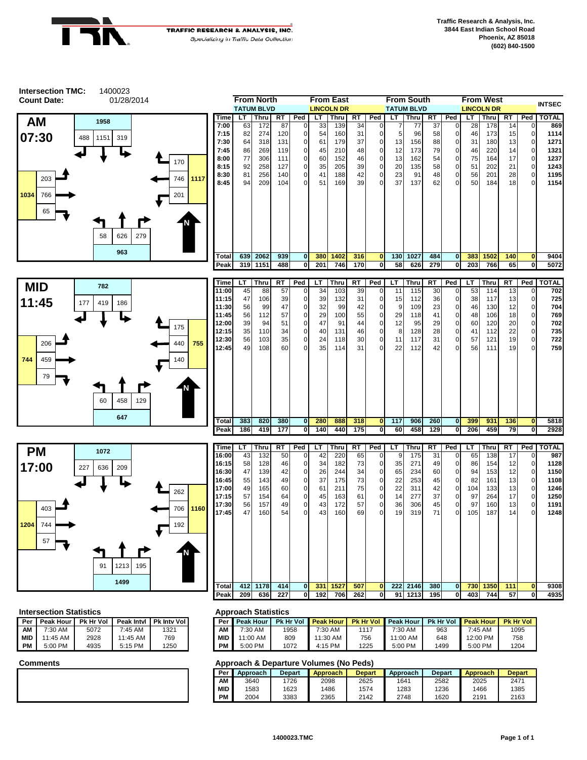**Traffic Research & Analysis, Inc.**
*Specializing in Traffic Data Collection*

Traffic Research & Analysis, Inc.
3844 East Indian School Road
Phoenix, AZ 85018
(602) 840-1500

**Intersection TMC:** 1400023
**Count Date:** 01/28/2014

## AM 07:30

| Approach | LT | Thru | RT | Approach Total |
|---|---|---|---|---|
| From North (Tatum Blvd) | 319 | 1151 | 488 | 1958 |
| From East (Lincoln Dr) | 201 | 746 | 170 | 1117 |
| From South (Tatum Blvd) | 58 | 626 | 279 | 963 |
| From West (Lincoln Dr) | 203 | 766 | 65 | 1034 |

| Time | From North LT | From North Thru | From North RT | From North Ped | From East LT | From East Thru | From East RT | From East Ped | From South LT | From South Thru | From South RT | From South Ped | From West LT | From West Thru | From West RT | From West Ped | INTSEC TOTAL |
|---|---|---|---|---|---|---|---|---|---|---|---|---|---|---|---|---|---|
| | TATUM BLVD | | | | LINCOLN DR | | | | TATUM BLVD | | | | LINCOLN DR | | | | |
| 7:00 | 63 | 172 | 87 | 0 | 33 | 139 | 34 | 0 | 7 | 77 | 37 | 0 | 28 | 178 | 14 | 0 | 869 |
| 7:15 | 82 | 274 | 120 | 0 | 54 | 160 | 31 | 0 | 5 | 96 | 58 | 0 | 46 | 173 | 15 | 0 | 1114 |
| 7:30 | 64 | 318 | 131 | 0 | 61 | 179 | 37 | 0 | 13 | 156 | 88 | 0 | 31 | 180 | 13 | 0 | 1271 |
| 7:45 | 86 | 269 | 119 | 0 | 45 | 210 | 48 | 0 | 12 | 173 | 79 | 0 | 46 | 220 | 14 | 0 | 1321 |
| 8:00 | 77 | 306 | 111 | 0 | 60 | 152 | 46 | 0 | 13 | 162 | 54 | 0 | 75 | 164 | 17 | 0 | 1237 |
| 8:15 | 92 | 258 | 127 | 0 | 35 | 205 | 39 | 0 | 20 | 135 | 58 | 0 | 51 | 202 | 21 | 0 | 1243 |
| 8:30 | 81 | 256 | 140 | 0 | 41 | 188 | 42 | 0 | 23 | 91 | 48 | 0 | 56 | 201 | 28 | 0 | 1195 |
| 8:45 | 94 | 209 | 104 | 0 | 51 | 169 | 39 | 0 | 37 | 137 | 62 | 0 | 50 | 184 | 18 | 0 | 1154 |
| Total | 639 | 2062 | 939 | 0 | 380 | 1402 | 316 | 0 | 130 | 1027 | 484 | 0 | 383 | 1502 | 140 | 0 | 9404 |
| Peak | 319 | 1151 | 488 | 0 | 201 | 746 | 170 | 0 | 58 | 626 | 279 | 0 | 203 | 766 | 65 | 0 | 5072 |

## MID 11:45

| Approach | LT | Thru | RT | Approach Total |
|---|---|---|---|---|
| From North (Tatum Blvd) | 186 | 419 | 177 | 782 |
| From East (Lincoln Dr) | 140 | 440 | 175 | 755 |
| From South (Tatum Blvd) | 60 | 458 | 129 | 647 |
| From West (Lincoln Dr) | 206 | 459 | 79 | 744 |

| Time | From North LT | From North Thru | From North RT | From North Ped | From East LT | From East Thru | From East RT | From East Ped | From South LT | From South Thru | From South RT | From South Ped | From West LT | From West Thru | From West RT | From West Ped | TOTAL |
|---|---|---|---|---|---|---|---|---|---|---|---|---|---|---|---|---|---|
| 11:00 | 45 | 88 | 57 | 0 | 34 | 103 | 39 | 0 | 11 | 115 | 30 | 0 | 53 | 114 | 13 | 0 | 702 |
| 11:15 | 47 | 106 | 39 | 0 | 39 | 132 | 31 | 0 | 15 | 112 | 36 | 0 | 38 | 117 | 13 | 0 | 725 |
| 11:30 | 56 | 99 | 47 | 0 | 32 | 99 | 42 | 0 | 9 | 109 | 23 | 0 | 46 | 130 | 12 | 0 | 704 |
| 11:45 | 56 | 112 | 57 | 0 | 29 | 100 | 55 | 0 | 29 | 118 | 41 | 0 | 48 | 106 | 18 | 0 | 769 |
| 12:00 | 39 | 94 | 51 | 0 | 47 | 91 | 44 | 0 | 12 | 95 | 29 | 0 | 60 | 120 | 20 | 0 | 702 |
| 12:15 | 35 | 110 | 34 | 0 | 40 | 131 | 46 | 0 | 8 | 128 | 28 | 0 | 41 | 112 | 22 | 0 | 735 |
| 12:30 | 56 | 103 | 35 | 0 | 24 | 118 | 30 | 0 | 11 | 117 | 31 | 0 | 57 | 121 | 19 | 0 | 722 |
| 12:45 | 49 | 108 | 60 | 0 | 35 | 114 | 31 | 0 | 22 | 112 | 42 | 0 | 56 | 111 | 19 | 0 | 759 |
| Total | 383 | 820 | 380 | 0 | 280 | 888 | 318 | 0 | 117 | 906 | 260 | 0 | 399 | 931 | 136 | 0 | 5818 |
| Peak | 186 | 419 | 177 | 0 | 140 | 440 | 175 | 0 | 60 | 458 | 129 | 0 | 206 | 459 | 79 | 0 | 2928 |

## PM 17:00

| Approach | LT | Thru | RT | Approach Total |
|---|---|---|---|---|
| From North (Tatum Blvd) | 209 | 636 | 227 | 1072 |
| From East (Lincoln Dr) | 192 | 706 | 262 | 1160 |
| From South (Tatum Blvd) | 91 | 1213 | 195 | 1499 |
| From West (Lincoln Dr) | 403 | 744 | 57 | 1204 |

| Time | From North LT | From North Thru | From North RT | From North Ped | From East LT | From East Thru | From East RT | From East Ped | From South LT | From South Thru | From South RT | From South Ped | From West LT | From West Thru | From West RT | From West Ped | TOTAL |
|---|---|---|---|---|---|---|---|---|---|---|---|---|---|---|---|---|---|
| 16:00 | 43 | 132 | 50 | 0 | 42 | 220 | 65 | 0 | 9 | 175 | 31 | 0 | 65 | 138 | 17 | 0 | 987 |
| 16:15 | 58 | 128 | 46 | 0 | 34 | 182 | 73 | 0 | 35 | 271 | 49 | 0 | 86 | 154 | 12 | 0 | 1128 |
| 16:30 | 47 | 139 | 42 | 0 | 26 | 244 | 34 | 0 | 65 | 234 | 60 | 0 | 94 | 153 | 12 | 0 | 1150 |
| 16:45 | 55 | 143 | 49 | 0 | 37 | 175 | 73 | 0 | 22 | 253 | 45 | 0 | 82 | 161 | 13 | 0 | 1108 |
| 17:00 | 49 | 165 | 60 | 0 | 61 | 211 | 75 | 0 | 22 | 311 | 42 | 0 | 104 | 133 | 13 | 0 | 1246 |
| 17:15 | 57 | 154 | 64 | 0 | 45 | 163 | 61 | 0 | 14 | 277 | 37 | 0 | 97 | 264 | 17 | 0 | 1250 |
| 17:30 | 56 | 157 | 49 | 0 | 43 | 172 | 57 | 0 | 36 | 306 | 45 | 0 | 97 | 160 | 13 | 0 | 1191 |
| 17:45 | 47 | 160 | 54 | 0 | 43 | 160 | 69 | 0 | 19 | 319 | 71 | 0 | 105 | 187 | 14 | 0 | 1248 |
| Total | 412 | 1178 | 414 | 0 | 331 | 1527 | 507 | 0 | 222 | 2146 | 380 | 0 | 730 | 1350 | 111 | 0 | 9308 |
| Peak | 209 | 636 | 227 | 0 | 192 | 706 | 262 | 0 | 91 | 1213 | 195 | 0 | 403 | 744 | 57 | 0 | 4935 |

### Intersection Statistics

| Per | Peak Hour | Pk Hr Vol | Peak Intvl | Pk Intv Vol |
|---|---|---|---|---|
| AM | 7:30 AM | 5072 | 7:45 AM | 1321 |
| MID | 11:45 AM | 2928 | 11:45 AM | 769 |
| PM | 5:00 PM | 4935 | 5:15 PM | 1250 |

### Approach Statistics

| Per | North Peak Hour | North Pk Hr Vol | East Peak Hour | East Pk Hr Vol | South Peak Hour | South Pk Hr Vol | West Peak Hour | West Pk Hr Vol |
|---|---|---|---|---|---|---|---|---|
| AM | 7:30 AM | 1958 | 7:30 AM | 1117 | 7:30 AM | 963 | 7:45 AM | 1095 |
| MID | 11:00 AM | 809 | 11:30 AM | 756 | 11:00 AM | 648 | 12:00 PM | 758 |
| PM | 5:00 PM | 1072 | 4:15 PM | 1225 | 5:00 PM | 1499 | 5:00 PM | 1204 |

### Comments

### Approach & Departure Volumes (No Peds)

| Per | North Approach | North Depart | East Approach | East Depart | South Approach | South Depart | West Approach | West Depart |
|---|---|---|---|---|---|---|---|---|
| AM | 3640 | 1726 | 2098 | 2625 | 1641 | 2582 | 2025 | 2471 |
| MID | 1583 | 1623 | 1486 | 1574 | 1283 | 1236 | 1466 | 1385 |
| PM | 2004 | 3383 | 2365 | 2142 | 2748 | 1620 | 2191 | 2163 |

1400023.TMC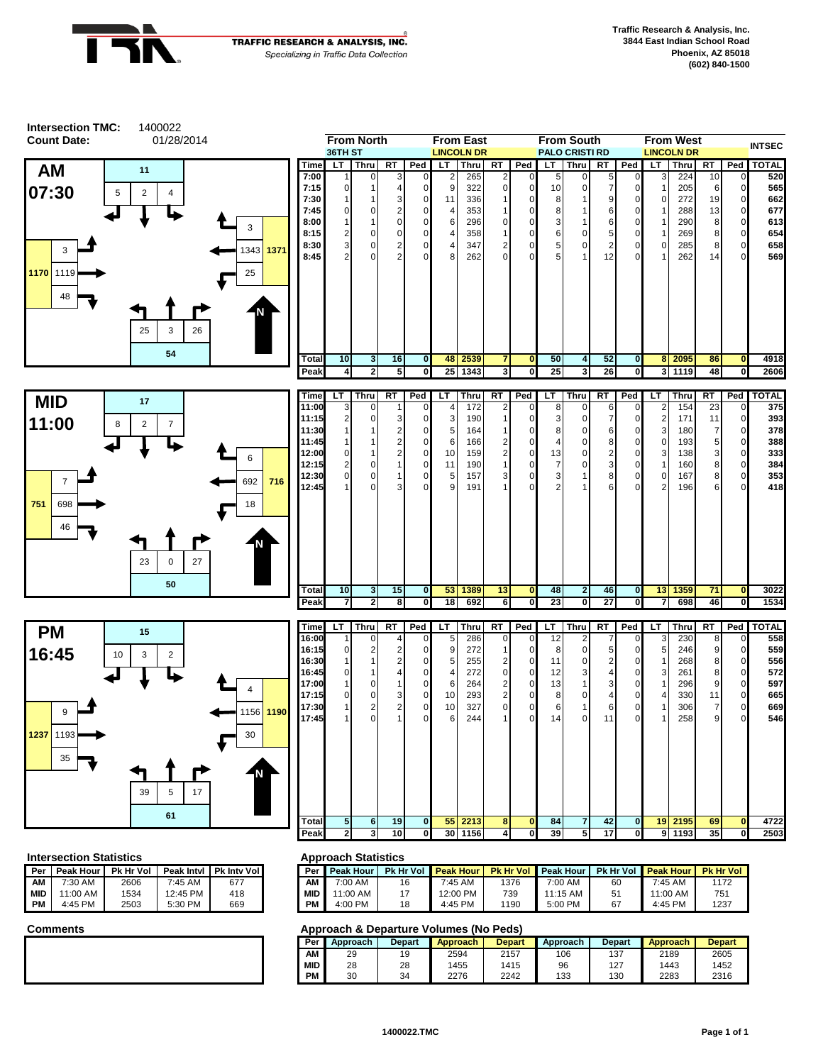TRAFFIC RESEARCH & ANALYSIS, INC.
*Specializing in Traffic Data Collection*

Traffic Research & Analysis, Inc.
3844 East Indian School Road
Phoenix, AZ 85018
(602) 840-1500

**Intersection TMC:** 1400022
**Count Date:** 01/28/2014

## AM 07:30

| Approach | LT | Thru | RT | Approach Total | Depart |
|---|---|---|---|---|---|
| From North (36TH ST) | 4 | 2 | 5 | 11 | |
| From East (LINCOLN DR) | 25 | 1343 | 3 | 1371 | |
| From South (PALO CRISTI RD) | 25 | 3 | 26 | 54 | |
| From West (LINCOLN DR) | 3 | 1119 | 48 | 1170 | |

| Time | From North LT | From North Thru | From North RT | From North Ped | From East LT | From East Thru | From East RT | From East Ped | From South LT | From South Thru | From South RT | From South Ped | From West LT | From West Thru | From West RT | From West Ped | TOTAL |
|---|---|---|---|---|---|---|---|---|---|---|---|---|---|---|---|---|---|
| 7:00 | 1 | 0 | 3 | 0 | 2 | 265 | 2 | 0 | 5 | 0 | 5 | 0 | 3 | 224 | 10 | 0 | 520 |
| 7:15 | 0 | 1 | 4 | 0 | 9 | 322 | 0 | 0 | 10 | 0 | 7 | 0 | 1 | 205 | 6 | 0 | 565 |
| 7:30 | 1 | 1 | 3 | 0 | 11 | 336 | 1 | 0 | 8 | 1 | 9 | 0 | 0 | 272 | 19 | 0 | 662 |
| 7:45 | 0 | 0 | 2 | 0 | 4 | 353 | 1 | 0 | 8 | 1 | 6 | 0 | 1 | 288 | 13 | 0 | 677 |
| 8:00 | 1 | 1 | 0 | 0 | 6 | 296 | 0 | 0 | 3 | 1 | 6 | 0 | 1 | 290 | 8 | 0 | 613 |
| 8:15 | 2 | 0 | 0 | 0 | 4 | 358 | 1 | 0 | 6 | 0 | 5 | 0 | 1 | 269 | 8 | 0 | 654 |
| 8:30 | 3 | 0 | 2 | 0 | 4 | 347 | 2 | 0 | 5 | 0 | 2 | 0 | 0 | 285 | 8 | 0 | 658 |
| 8:45 | 2 | 0 | 2 | 0 | 8 | 262 | 0 | 0 | 5 | 1 | 12 | 0 | 1 | 262 | 14 | 0 | 569 |
| **Total** | **10** | **3** | **16** | **0** | **48** | **2539** | **7** | **0** | **50** | **4** | **52** | **0** | **8** | **2095** | **86** | **0** | **4918** |
| **Peak** | **4** | **2** | **5** | **0** | **25** | **1343** | **3** | **0** | **25** | **3** | **26** | **0** | **3** | **1119** | **48** | **0** | **2606** |

## MID 11:00

| Approach | LT | Thru | RT | Approach Total |
|---|---|---|---|---|
| From North | 7 | 2 | 8 | 17 |
| From East | 18 | 692 | 6 | 716 |
| From South | 23 | 0 | 27 | 50 |
| From West | 7 | 698 | 46 | 751 |

| Time | From North LT | From North Thru | From North RT | From North Ped | From East LT | From East Thru | From East RT | From East Ped | From South LT | From South Thru | From South RT | From South Ped | From West LT | From West Thru | From West RT | From West Ped | TOTAL |
|---|---|---|---|---|---|---|---|---|---|---|---|---|---|---|---|---|---|
| 11:00 | 3 | 0 | 1 | 0 | 4 | 172 | 2 | 0 | 8 | 0 | 6 | 0 | 2 | 154 | 23 | 0 | 375 |
| 11:15 | 2 | 0 | 3 | 0 | 3 | 190 | 1 | 0 | 3 | 0 | 7 | 0 | 2 | 171 | 11 | 0 | 393 |
| 11:30 | 1 | 1 | 2 | 0 | 5 | 164 | 1 | 0 | 8 | 0 | 6 | 0 | 3 | 180 | 7 | 0 | 378 |
| 11:45 | 1 | 1 | 2 | 0 | 6 | 166 | 2 | 0 | 4 | 0 | 8 | 0 | 0 | 193 | 5 | 0 | 388 |
| 12:00 | 0 | 1 | 2 | 0 | 10 | 159 | 2 | 0 | 13 | 0 | 2 | 0 | 3 | 138 | 3 | 0 | 333 |
| 12:15 | 2 | 0 | 1 | 0 | 11 | 190 | 1 | 0 | 7 | 0 | 3 | 0 | 1 | 160 | 8 | 0 | 384 |
| 12:30 | 0 | 0 | 1 | 0 | 5 | 157 | 3 | 0 | 3 | 1 | 8 | 0 | 0 | 167 | 8 | 0 | 353 |
| 12:45 | 1 | 0 | 3 | 0 | 9 | 191 | 1 | 0 | 2 | 1 | 6 | 0 | 2 | 196 | 6 | 0 | 418 |
| **Total** | **10** | **3** | **15** | **0** | **53** | **1389** | **13** | **0** | **48** | **2** | **46** | **0** | **13** | **1359** | **71** | **0** | **3022** |
| **Peak** | **7** | **2** | **8** | **0** | **18** | **692** | **6** | **0** | **23** | **0** | **27** | **0** | **7** | **698** | **46** | **0** | **1534** |

## PM 16:45

| Approach | LT | Thru | RT | Approach Total |
|---|---|---|---|---|
| From North | 2 | 3 | 10 | 15 |
| From East | 30 | 1156 | 4 | 1190 |
| From South | 39 | 5 | 17 | 61 |
| From West | 9 | 1193 | 35 | 1237 |

| Time | From North LT | From North Thru | From North RT | From North Ped | From East LT | From East Thru | From East RT | From East Ped | From South LT | From South Thru | From South RT | From South Ped | From West LT | From West Thru | From West RT | From West Ped | TOTAL |
|---|---|---|---|---|---|---|---|---|---|---|---|---|---|---|---|---|---|
| 16:00 | 1 | 0 | 4 | 0 | 5 | 286 | 0 | 0 | 12 | 2 | 7 | 0 | 3 | 230 | 8 | 0 | 558 |
| 16:15 | 0 | 2 | 2 | 0 | 9 | 272 | 1 | 0 | 8 | 0 | 5 | 0 | 5 | 246 | 9 | 0 | 559 |
| 16:30 | 1 | 1 | 2 | 0 | 5 | 255 | 2 | 0 | 11 | 0 | 2 | 0 | 1 | 268 | 8 | 0 | 556 |
| 16:45 | 0 | 1 | 4 | 0 | 4 | 272 | 0 | 0 | 12 | 3 | 4 | 0 | 3 | 261 | 8 | 0 | 572 |
| 17:00 | 1 | 0 | 1 | 0 | 6 | 264 | 2 | 0 | 13 | 1 | 3 | 0 | 1 | 296 | 9 | 0 | 597 |
| 17:15 | 0 | 0 | 3 | 0 | 10 | 293 | 2 | 0 | 8 | 0 | 4 | 0 | 4 | 330 | 11 | 0 | 665 |
| 17:30 | 1 | 2 | 2 | 0 | 10 | 327 | 0 | 0 | 6 | 1 | 6 | 0 | 1 | 306 | 7 | 0 | 669 |
| 17:45 | 1 | 0 | 1 | 0 | 6 | 244 | 1 | 0 | 14 | 0 | 11 | 0 | 1 | 258 | 9 | 0 | 546 |
| **Total** | **5** | **6** | **19** | **0** | **55** | **2213** | **8** | **0** | **84** | **7** | **42** | **0** | **19** | **2195** | **69** | **0** | **4722** |
| **Peak** | **2** | **3** | **10** | **0** | **30** | **1156** | **4** | **0** | **39** | **5** | **17** | **0** | **9** | **1193** | **35** | **0** | **2503** |

### Intersection Statistics

| Per | Peak Hour | Pk Hr Vol | Peak Intvl | Pk Intv Vol |
|---|---|---|---|---|
| AM | 7:30 AM | 2606 | 7:45 AM | 677 |
| MID | 11:00 AM | 1534 | 12:45 PM | 418 |
| PM | 4:45 PM | 2503 | 5:30 PM | 669 |

### Approach Statistics

| Per | North Peak Hour | North Pk Hr Vol | East Peak Hour | East Pk Hr Vol | South Peak Hour | South Pk Hr Vol | West Peak Hour | West Pk Hr Vol |
|---|---|---|---|---|---|---|---|---|
| AM | 7:00 AM | 16 | 7:45 AM | 1376 | 7:00 AM | 60 | 7:45 AM | 1172 |
| MID | 11:00 AM | 17 | 12:00 PM | 739 | 11:15 AM | 51 | 11:00 AM | 751 |
| PM | 4:00 PM | 18 | 4:45 PM | 1190 | 5:00 PM | 67 | 4:45 PM | 1237 |

### Comments

### Approach & Departure Volumes (No Peds)

| Per | North Approach | North Depart | East Approach | East Depart | South Approach | South Depart | West Approach | West Depart |
|---|---|---|---|---|---|---|---|---|
| AM | 29 | 19 | 2594 | 2157 | 106 | 137 | 2189 | 2605 |
| MID | 28 | 28 | 1455 | 1415 | 96 | 127 | 1443 | 1452 |
| PM | 30 | 34 | 2276 | 2242 | 133 | 130 | 2283 | 2316 |

1400022.TMC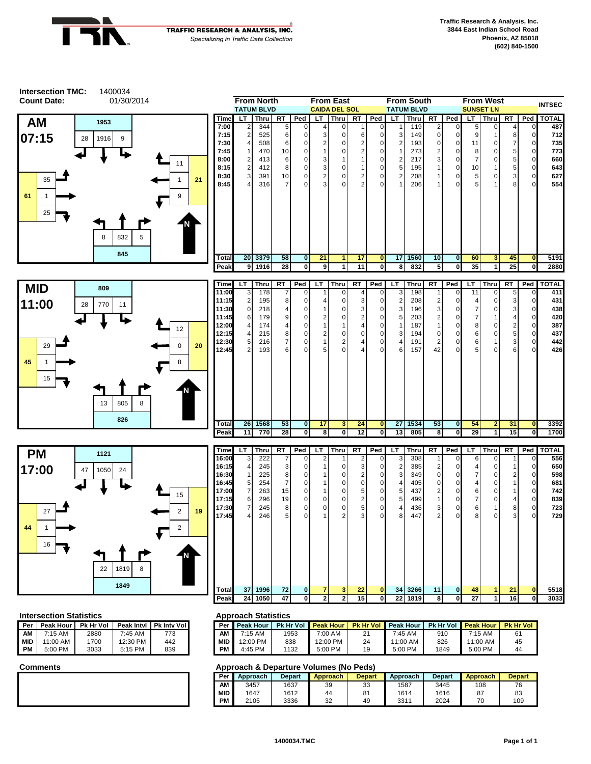Traffic Research & Analysis, Inc.
3844 East Indian School Road
Phoenix, AZ 85018
(602) 840-1500

TRAFFIC RESEARCH & ANALYSIS, INC.
*Specializing in Traffic Data Collection*

**Intersection TMC:** 1400034
**Count Date:** 01/30/2014

## AM 07:15

Approach volumes: North 1953 (LT 28, Thru 1916, RT 9); East 21 (LT 11, Thru 1, RT 9); South 845 (LT 8, Thru 832, RT 5); West 61 (LT 35, Thru 1, RT 25)

| Time | From North TATUM BLVD LT | Thru | RT | Ped | From East CAIDA DEL SOL LT | Thru | RT | Ped | From South TATUM BLVD LT | Thru | RT | Ped | From West SUNSET LN LT | Thru | RT | Ped | INTSEC TOTAL |
|---|---|---|---|---|---|---|---|---|---|---|---|---|---|---|---|---|---|
| 7:00 | 2 | 344 | 5 | 0 | 4 | 0 | 1 | 0 | 1 | 119 | 2 | 0 | 5 | 0 | 4 | 0 | 487 |
| 7:15 | 2 | 525 | 6 | 0 | 3 | 0 | 6 | 0 | 3 | 149 | 0 | 0 | 9 | 1 | 8 | 0 | 712 |
| 7:30 | 4 | 508 | 6 | 0 | 2 | 0 | 2 | 0 | 2 | 193 | 0 | 0 | 11 | 0 | 7 | 0 | 735 |
| 7:45 | 1 | 470 | 10 | 0 | 1 | 0 | 2 | 0 | 1 | 273 | 2 | 0 | 8 | 0 | 5 | 0 | 773 |
| 8:00 | 2 | 413 | 6 | 0 | 3 | 1 | 1 | 0 | 2 | 217 | 3 | 0 | 7 | 0 | 5 | 0 | 660 |
| 8:15 | 2 | 412 | 8 | 0 | 3 | 0 | 1 | 0 | 5 | 195 | 1 | 0 | 10 | 1 | 5 | 0 | 643 |
| 8:30 | 3 | 391 | 10 | 0 | 2 | 0 | 2 | 0 | 2 | 208 | 1 | 0 | 5 | 0 | 3 | 0 | 627 |
| 8:45 | 4 | 316 | 7 | 0 | 3 | 0 | 2 | 0 | 1 | 206 | 1 | 0 | 5 | 1 | 8 | 0 | 554 |
| Total | 20 | 3379 | 58 | 0 | 21 | 1 | 17 | 0 | 17 | 1560 | 10 | 0 | 60 | 3 | 45 | 0 | 5191 |
| Peak | 9 | 1916 | 28 | 0 | 9 | 1 | 11 | 0 | 8 | 832 | 5 | 0 | 35 | 1 | 25 | 0 | 2880 |

## MID 11:00

Approach volumes: North 809 (LT 28, Thru 770, RT 11); East 20 (LT 12, Thru 0, RT 8); South 826 (LT 13, Thru 805, RT 8); West 45 (LT 29, Thru 1, RT 15)

| Time | LT | Thru | RT | Ped | LT | Thru | RT | Ped | LT | Thru | RT | Ped | LT | Thru | RT | Ped | TOTAL |
|---|---|---|---|---|---|---|---|---|---|---|---|---|---|---|---|---|---|
| 11:00 | 3 | 178 | 7 | 0 | 1 | 0 | 4 | 0 | 3 | 198 | 1 | 0 | 11 | 0 | 5 | 0 | 411 |
| 11:15 | 2 | 195 | 8 | 0 | 4 | 0 | 3 | 0 | 2 | 208 | 2 | 0 | 4 | 0 | 3 | 0 | 431 |
| 11:30 | 0 | 218 | 4 | 0 | 1 | 0 | 3 | 0 | 3 | 196 | 3 | 0 | 7 | 0 | 3 | 0 | 438 |
| 11:45 | 6 | 179 | 9 | 0 | 2 | 0 | 2 | 0 | 5 | 203 | 2 | 0 | 7 | 1 | 4 | 0 | 420 |
| 12:00 | 4 | 174 | 4 | 0 | 1 | 1 | 4 | 0 | 1 | 187 | 1 | 0 | 8 | 0 | 2 | 0 | 387 |
| 12:15 | 4 | 215 | 8 | 0 | 2 | 0 | 0 | 0 | 3 | 194 | 0 | 0 | 6 | 0 | 5 | 0 | 437 |
| 12:30 | 5 | 216 | 7 | 0 | 1 | 2 | 4 | 0 | 4 | 191 | 2 | 0 | 6 | 1 | 3 | 0 | 442 |
| 12:45 | 2 | 193 | 6 | 0 | 5 | 0 | 4 | 0 | 6 | 157 | 42 | 0 | 5 | 0 | 6 | 0 | 426 |
| Total | 26 | 1568 | 53 | 0 | 17 | 3 | 24 | 0 | 27 | 1534 | 53 | 0 | 54 | 2 | 31 | 0 | 3392 |
| Peak | 11 | 770 | 28 | 0 | 8 | 0 | 12 | 0 | 13 | 805 | 8 | 0 | 29 | 1 | 15 | 0 | 1700 |

## PM 17:00

Approach volumes: North 1121 (LT 47, Thru 1050, RT 24); East 19 (LT 15, Thru 2, RT 2); South 1849 (LT 22, Thru 1819, RT 8); West 44 (LT 27, Thru 1, RT 16)

| Time | LT | Thru | RT | Ped | LT | Thru | RT | Ped | LT | Thru | RT | Ped | LT | Thru | RT | Ped | TOTAL |
|---|---|---|---|---|---|---|---|---|---|---|---|---|---|---|---|---|---|
| 16:00 | 3 | 222 | 7 | 0 | 2 | 1 | 2 | 0 | 3 | 308 | 1 | 0 | 6 | 0 | 1 | 0 | 556 |
| 16:15 | 4 | 245 | 3 | 0 | 1 | 0 | 3 | 0 | 2 | 385 | 2 | 0 | 4 | 0 | 1 | 0 | 650 |
| 16:30 | 1 | 225 | 8 | 0 | 1 | 0 | 2 | 0 | 3 | 349 | 0 | 0 | 7 | 0 | 2 | 0 | 598 |
| 16:45 | 5 | 254 | 7 | 0 | 1 | 0 | 0 | 0 | 4 | 405 | 0 | 0 | 4 | 0 | 1 | 0 | 681 |
| 17:00 | 7 | 263 | 15 | 0 | 1 | 0 | 5 | 0 | 5 | 437 | 2 | 0 | 6 | 0 | 1 | 0 | 742 |
| 17:15 | 6 | 296 | 19 | 0 | 0 | 0 | 2 | 0 | 5 | 499 | 1 | 0 | 7 | 0 | 4 | 0 | 839 |
| 17:30 | 7 | 245 | 8 | 0 | 0 | 0 | 5 | 0 | 4 | 436 | 3 | 0 | 6 | 1 | 8 | 0 | 723 |
| 17:45 | 4 | 246 | 5 | 0 | 1 | 2 | 3 | 0 | 8 | 447 | 2 | 0 | 8 | 0 | 3 | 0 | 729 |
| Total | 37 | 1996 | 72 | 0 | 7 | 3 | 22 | 0 | 34 | 3266 | 11 | 0 | 48 | 1 | 21 | 0 | 5518 |
| Peak | 24 | 1050 | 47 | 0 | 2 | 2 | 15 | 0 | 22 | 1819 | 8 | 0 | 27 | 1 | 16 | 0 | 3033 |

### Intersection Statistics

| Per | Peak Hour | Pk Hr Vol | Peak Intvl | Pk Intv Vol |
|---|---|---|---|---|
| AM | 7:15 AM | 2880 | 7:45 AM | 773 |
| MID | 11:00 AM | 1700 | 12:30 PM | 442 |
| PM | 5:00 PM | 3033 | 5:15 PM | 839 |

### Approach Statistics

| Per | Peak Hour | Pk Hr Vol | Peak Hour | Pk Hr Vol | Peak Hour | Pk Hr Vol | Peak Hour | Pk Hr Vol |
|---|---|---|---|---|---|---|---|---|
| AM | 7:15 AM | 1953 | 7:00 AM | 21 | 7:45 AM | 910 | 7:15 AM | 61 |
| MID | 12:00 PM | 838 | 12:00 PM | 24 | 11:00 AM | 826 | 11:00 AM | 45 |
| PM | 4:45 PM | 1132 | 5:00 PM | 19 | 5:00 PM | 1849 | 5:00 PM | 44 |

### Comments

### Approach & Departure Volumes (No Peds)

| Per | Approach | Depart | Approach | Depart | Approach | Depart | Approach | Depart |
|---|---|---|---|---|---|---|---|---|
| AM | 3457 | 1637 | 39 | 33 | 1587 | 3445 | 108 | 76 |
| MID | 1647 | 1612 | 44 | 81 | 1614 | 1616 | 87 | 83 |
| PM | 2105 | 3336 | 32 | 49 | 3311 | 2024 | 70 | 109 |

1400034.TMC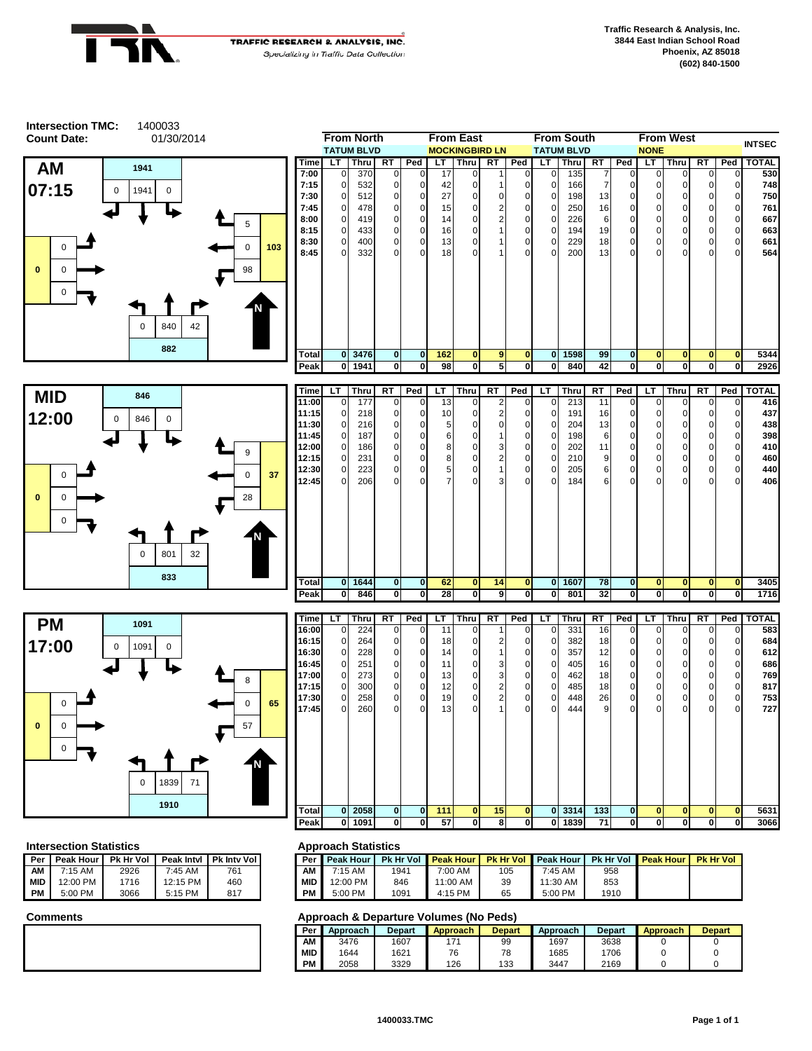Traffic Research & Analysis, Inc.
3844 East Indian School Road
Phoenix, AZ 85018
(602) 840-1500

TRAFFIC RESEARCH & ANALYSIS, INC.
*Specializing in Traffic Data Collection*

**Intersection TMC:** 1400033
**Count Date:** 01/30/2014

| | From North | | | | From East | | | | From South | | | | From West | | | | INTSEC |
|---|---|---|---|---|---|---|---|---|---|---|---|---|---|---|---|---|---|
| | TATUM BLVD | | | | MOCKINGBIRD LN | | | | TATUM BLVD | | | | NONE | | | | |
| Time | LT | Thru | RT | Ped | LT | Thru | RT | Ped | LT | Thru | RT | Ped | LT | Thru | RT | Ped | TOTAL |
| 7:00 | 0 | 370 | 0 | 0 | 17 | 0 | 1 | 0 | 0 | 135 | 7 | 0 | 0 | 0 | 0 | 0 | 530 |
| 7:15 | 0 | 532 | 0 | 0 | 42 | 0 | 1 | 0 | 0 | 166 | 7 | 0 | 0 | 0 | 0 | 0 | 748 |
| 7:30 | 0 | 512 | 0 | 0 | 27 | 0 | 0 | 0 | 0 | 198 | 13 | 0 | 0 | 0 | 0 | 0 | 750 |
| 7:45 | 0 | 478 | 0 | 0 | 15 | 0 | 2 | 0 | 0 | 250 | 16 | 0 | 0 | 0 | 0 | 0 | 761 |
| 8:00 | 0 | 419 | 0 | 0 | 14 | 0 | 2 | 0 | 0 | 226 | 6 | 0 | 0 | 0 | 0 | 0 | 667 |
| 8:15 | 0 | 433 | 0 | 0 | 16 | 0 | 1 | 0 | 0 | 194 | 19 | 0 | 0 | 0 | 0 | 0 | 663 |
| 8:30 | 0 | 400 | 0 | 0 | 13 | 0 | 1 | 0 | 0 | 229 | 18 | 0 | 0 | 0 | 0 | 0 | 661 |
| 8:45 | 0 | 332 | 0 | 0 | 18 | 0 | 1 | 0 | 0 | 200 | 13 | 0 | 0 | 0 | 0 | 0 | 564 |
| Total | 0 | 3476 | 0 | 0 | 162 | 0 | 9 | 0 | 0 | 1598 | 99 | 0 | 0 | 0 | 0 | 0 | 5344 |
| Peak | 0 | 1941 | 0 | 0 | 98 | 0 | 5 | 0 | 0 | 840 | 42 | 0 | 0 | 0 | 0 | 0 | 2926 |

**AM 07:15** — North approach: 1941 (LT 0, Thru 1941, RT 0); East approach: 103 (LT 98, Thru 0, RT 5); South approach: 882 (LT 0, Thru 840, RT 42); West approach: 0 (LT 0, Thru 0, RT 0)

| Time | LT | Thru | RT | Ped | LT | Thru | RT | Ped | LT | Thru | RT | Ped | LT | Thru | RT | Ped | TOTAL |
|---|---|---|---|---|---|---|---|---|---|---|---|---|---|---|---|---|---|
| 11:00 | 0 | 177 | 0 | 0 | 13 | 0 | 2 | 0 | 0 | 213 | 11 | 0 | 0 | 0 | 0 | 0 | 416 |
| 11:15 | 0 | 218 | 0 | 0 | 10 | 0 | 2 | 0 | 0 | 191 | 16 | 0 | 0 | 0 | 0 | 0 | 437 |
| 11:30 | 0 | 216 | 0 | 0 | 5 | 0 | 0 | 0 | 0 | 204 | 13 | 0 | 0 | 0 | 0 | 0 | 438 |
| 11:45 | 0 | 187 | 0 | 0 | 6 | 0 | 1 | 0 | 0 | 198 | 6 | 0 | 0 | 0 | 0 | 0 | 398 |
| 12:00 | 0 | 186 | 0 | 0 | 8 | 0 | 3 | 0 | 0 | 202 | 11 | 0 | 0 | 0 | 0 | 0 | 410 |
| 12:15 | 0 | 231 | 0 | 0 | 8 | 0 | 2 | 0 | 0 | 210 | 9 | 0 | 0 | 0 | 0 | 0 | 460 |
| 12:30 | 0 | 223 | 0 | 0 | 5 | 0 | 1 | 0 | 0 | 205 | 6 | 0 | 0 | 0 | 0 | 0 | 440 |
| 12:45 | 0 | 206 | 0 | 0 | 7 | 0 | 3 | 0 | 0 | 184 | 6 | 0 | 0 | 0 | 0 | 0 | 406 |
| Total | 0 | 1644 | 0 | 0 | 62 | 0 | 14 | 0 | 0 | 1607 | 78 | 0 | 0 | 0 | 0 | 0 | 3405 |
| Peak | 0 | 846 | 0 | 0 | 28 | 0 | 9 | 0 | 0 | 801 | 32 | 0 | 0 | 0 | 0 | 0 | 1716 |

**MID 12:00** — North approach: 846 (LT 0, Thru 846, RT 0); East approach: 37 (LT 28, Thru 0, RT 9); South approach: 833 (LT 0, Thru 801, RT 32); West approach: 0 (LT 0, Thru 0, RT 0)

| Time | LT | Thru | RT | Ped | LT | Thru | RT | Ped | LT | Thru | RT | Ped | LT | Thru | RT | Ped | TOTAL |
|---|---|---|---|---|---|---|---|---|---|---|---|---|---|---|---|---|---|
| 16:00 | 0 | 224 | 0 | 0 | 11 | 0 | 1 | 0 | 0 | 331 | 16 | 0 | 0 | 0 | 0 | 0 | 583 |
| 16:15 | 0 | 264 | 0 | 0 | 18 | 0 | 2 | 0 | 0 | 382 | 18 | 0 | 0 | 0 | 0 | 0 | 684 |
| 16:30 | 0 | 228 | 0 | 0 | 14 | 0 | 1 | 0 | 0 | 357 | 12 | 0 | 0 | 0 | 0 | 0 | 612 |
| 16:45 | 0 | 251 | 0 | 0 | 11 | 0 | 3 | 0 | 0 | 405 | 16 | 0 | 0 | 0 | 0 | 0 | 686 |
| 17:00 | 0 | 273 | 0 | 0 | 13 | 0 | 3 | 0 | 0 | 462 | 18 | 0 | 0 | 0 | 0 | 0 | 769 |
| 17:15 | 0 | 300 | 0 | 0 | 12 | 0 | 2 | 0 | 0 | 485 | 18 | 0 | 0 | 0 | 0 | 0 | 817 |
| 17:30 | 0 | 258 | 0 | 0 | 19 | 0 | 2 | 0 | 0 | 448 | 26 | 0 | 0 | 0 | 0 | 0 | 753 |
| 17:45 | 0 | 260 | 0 | 0 | 13 | 0 | 1 | 0 | 0 | 444 | 9 | 0 | 0 | 0 | 0 | 0 | 727 |
| Total | 0 | 2058 | 0 | 0 | 111 | 0 | 15 | 0 | 0 | 3314 | 133 | 0 | 0 | 0 | 0 | 0 | 5631 |
| Peak | 0 | 1091 | 0 | 0 | 57 | 0 | 8 | 0 | 0 | 1839 | 71 | 0 | 0 | 0 | 0 | 0 | 3066 |

**PM 17:00** — North approach: 1091 (LT 0, Thru 1091, RT 0); East approach: 65 (LT 57, Thru 0, RT 8); South approach: 1910 (LT 0, Thru 1839, RT 71); West approach: 0 (LT 0, Thru 0, RT 0)

### Intersection Statistics

| Per | Peak Hour | Pk Hr Vol | Peak Intvl | Pk Intv Vol |
|---|---|---|---|---|
| AM | 7:15 AM | 2926 | 7:45 AM | 761 |
| MID | 12:00 PM | 1716 | 12:15 PM | 460 |
| PM | 5:00 PM | 3066 | 5:15 PM | 817 |

### Approach Statistics

| Per | Peak Hour | Pk Hr Vol | Peak Hour | Pk Hr Vol | Peak Hour | Pk Hr Vol | Peak Hour | Pk Hr Vol |
|---|---|---|---|---|---|---|---|---|
| AM | 7:15 AM | 1941 | 7:00 AM | 105 | 7:45 AM | 958 | | |
| MID | 12:00 PM | 846 | 11:00 AM | 39 | 11:30 AM | 853 | | |
| PM | 5:00 PM | 1091 | 4:15 PM | 65 | 5:00 PM | 1910 | | |

### Comments

### Approach & Departure Volumes (No Peds)

| Per | Approach | Depart | Approach | Depart | Approach | Depart | Approach | Depart |
|---|---|---|---|---|---|---|---|---|
| AM | 3476 | 1607 | 171 | 99 | 1697 | 3638 | 0 | 0 |
| MID | 1644 | 1621 | 76 | 78 | 1685 | 1706 | 0 | 0 |
| PM | 2058 | 3329 | 126 | 133 | 3447 | 2169 | 0 | 0 |

1400033.TMC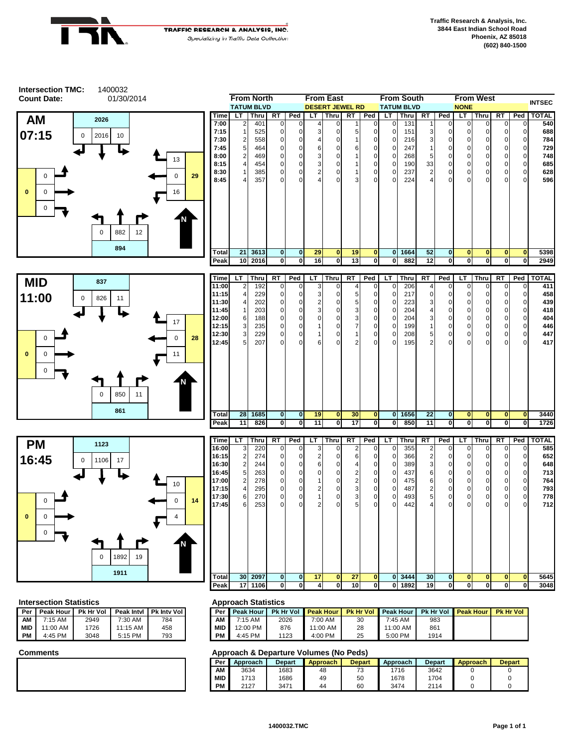**TRAFFIC RESEARCH & ANALYSIS, INC.**
*Specializing in Traffic Data Collection*

Traffic Research & Analysis, Inc.
3844 East Indian School Road
Phoenix, AZ 85018
(602) 840-1500

**Intersection TMC:** 1400032
**Count Date:** 01/30/2014

## AM 07:15

Peak hour diagram volumes:
- From North (TATUM BLVD): total 2026; RT 0, Thru 2016, LT 10
- From East (DESERT JEWEL RD): total 29; LT 13, Thru 0, RT 16
- From South (TATUM BLVD): total 894; LT 0, Thru 882, RT 12
- From West: total 0; LT 0, Thru 0, RT 0

| Time | From North LT | From North Thru | From North RT | From North Ped | From East LT | From East Thru | From East RT | From East Ped | From South LT | From South Thru | From South RT | From South Ped | From West LT | From West Thru | From West RT | From West Ped | INTSEC TOTAL |
|---|---|---|---|---|---|---|---|---|---|---|---|---|---|---|---|---|---|
| | TATUM BLVD | | | | DESERT JEWEL RD | | | | TATUM BLVD | | | | NONE | | | | |
| 7:00 | 2 | 401 | 0 | 0 | 4 | 0 | 1 | 0 | 0 | 131 | 1 | 0 | 0 | 0 | 0 | 0 | 540 |
| 7:15 | 1 | 525 | 0 | 0 | 3 | 0 | 5 | 0 | 0 | 151 | 3 | 0 | 0 | 0 | 0 | 0 | 688 |
| 7:30 | 2 | 558 | 0 | 0 | 4 | 0 | 1 | 0 | 0 | 216 | 3 | 0 | 0 | 0 | 0 | 0 | 784 |
| 7:45 | 5 | 464 | 0 | 0 | 6 | 0 | 6 | 0 | 0 | 247 | 1 | 0 | 0 | 0 | 0 | 0 | 729 |
| 8:00 | 2 | 469 | 0 | 0 | 3 | 0 | 1 | 0 | 0 | 268 | 5 | 0 | 0 | 0 | 0 | 0 | 748 |
| 8:15 | 4 | 454 | 0 | 0 | 3 | 0 | 1 | 0 | 0 | 190 | 33 | 0 | 0 | 0 | 0 | 0 | 685 |
| 8:30 | 1 | 385 | 0 | 0 | 2 | 0 | 1 | 0 | 0 | 237 | 2 | 0 | 0 | 0 | 0 | 0 | 628 |
| 8:45 | 4 | 357 | 0 | 0 | 4 | 0 | 3 | 0 | 0 | 224 | 4 | 0 | 0 | 0 | 0 | 0 | 596 |
| Total | 21 | 3613 | 0 | 0 | 29 | 0 | 19 | 0 | 0 | 1664 | 52 | 0 | 0 | 0 | 0 | 0 | 5398 |
| Peak | 10 | 2016 | 0 | 0 | 16 | 0 | 13 | 0 | 0 | 882 | 12 | 0 | 0 | 0 | 0 | 0 | 2949 |

## MID 11:00

Peak hour diagram volumes:
- From North: total 837; RT 0, Thru 826, LT 11
- From East: total 28; LT 17, Thru 0, RT 11
- From South: total 861; LT 0, Thru 850, RT 11
- From West: total 0; LT 0, Thru 0, RT 0

| Time | LT | Thru | RT | Ped | LT | Thru | RT | Ped | LT | Thru | RT | Ped | LT | Thru | RT | Ped | TOTAL |
|---|---|---|---|---|---|---|---|---|---|---|---|---|---|---|---|---|---|
| 11:00 | 2 | 192 | 0 | 0 | 3 | 0 | 4 | 0 | 0 | 206 | 4 | 0 | 0 | 0 | 0 | 0 | 411 |
| 11:15 | 4 | 229 | 0 | 0 | 3 | 0 | 5 | 0 | 0 | 217 | 0 | 0 | 0 | 0 | 0 | 0 | 458 |
| 11:30 | 4 | 202 | 0 | 0 | 2 | 0 | 5 | 0 | 0 | 223 | 3 | 0 | 0 | 0 | 0 | 0 | 439 |
| 11:45 | 1 | 203 | 0 | 0 | 3 | 0 | 3 | 0 | 0 | 204 | 4 | 0 | 0 | 0 | 0 | 0 | 418 |
| 12:00 | 6 | 188 | 0 | 0 | 0 | 0 | 3 | 0 | 0 | 204 | 3 | 0 | 0 | 0 | 0 | 0 | 404 |
| 12:15 | 3 | 235 | 0 | 0 | 1 | 0 | 7 | 0 | 0 | 199 | 1 | 0 | 0 | 0 | 0 | 0 | 446 |
| 12:30 | 3 | 229 | 0 | 0 | 1 | 0 | 1 | 0 | 0 | 208 | 5 | 0 | 0 | 0 | 0 | 0 | 447 |
| 12:45 | 5 | 207 | 0 | 0 | 6 | 0 | 2 | 0 | 0 | 195 | 2 | 0 | 0 | 0 | 0 | 0 | 417 |
| Total | 28 | 1685 | 0 | 0 | 19 | 0 | 30 | 0 | 0 | 1656 | 22 | 0 | 0 | 0 | 0 | 0 | 3440 |
| Peak | 11 | 826 | 0 | 0 | 11 | 0 | 17 | 0 | 0 | 850 | 11 | 0 | 0 | 0 | 0 | 0 | 1726 |

## PM 16:45

Peak hour diagram volumes:
- From North: total 1123; RT 0, Thru 1106, LT 17
- From East: total 14; LT 10, Thru 0, RT 4
- From South: total 1911; LT 0, Thru 1892, RT 19
- From West: total 0; LT 0, Thru 0, RT 0

| Time | LT | Thru | RT | Ped | LT | Thru | RT | Ped | LT | Thru | RT | Ped | LT | Thru | RT | Ped | TOTAL |
|---|---|---|---|---|---|---|---|---|---|---|---|---|---|---|---|---|---|
| 16:00 | 3 | 220 | 0 | 0 | 3 | 0 | 2 | 0 | 0 | 355 | 2 | 0 | 0 | 0 | 0 | 0 | 585 |
| 16:15 | 2 | 274 | 0 | 0 | 2 | 0 | 6 | 0 | 0 | 366 | 2 | 0 | 0 | 0 | 0 | 0 | 652 |
| 16:30 | 2 | 244 | 0 | 0 | 6 | 0 | 4 | 0 | 0 | 389 | 3 | 0 | 0 | 0 | 0 | 0 | 648 |
| 16:45 | 5 | 263 | 0 | 0 | 0 | 0 | 2 | 0 | 0 | 437 | 6 | 0 | 0 | 0 | 0 | 0 | 713 |
| 17:00 | 2 | 278 | 0 | 0 | 1 | 0 | 2 | 0 | 0 | 475 | 6 | 0 | 0 | 0 | 0 | 0 | 764 |
| 17:15 | 4 | 295 | 0 | 0 | 2 | 0 | 3 | 0 | 0 | 487 | 2 | 0 | 0 | 0 | 0 | 0 | 793 |
| 17:30 | 6 | 270 | 0 | 0 | 1 | 0 | 3 | 0 | 0 | 493 | 5 | 0 | 0 | 0 | 0 | 0 | 778 |
| 17:45 | 6 | 253 | 0 | 0 | 2 | 0 | 5 | 0 | 0 | 442 | 4 | 0 | 0 | 0 | 0 | 0 | 712 |
| Total | 30 | 2097 | 0 | 0 | 17 | 0 | 27 | 0 | 0 | 3444 | 30 | 0 | 0 | 0 | 0 | 0 | 5645 |
| Peak | 17 | 1106 | 0 | 0 | 4 | 0 | 10 | 0 | 0 | 1892 | 19 | 0 | 0 | 0 | 0 | 0 | 3048 |

### Intersection Statistics

| Per | Peak Hour | Pk Hr Vol | Peak Intvl | Pk Intv Vol |
|---|---|---|---|---|
| AM | 7:15 AM | 2949 | 7:30 AM | 784 |
| MID | 11:00 AM | 1726 | 11:15 AM | 458 |
| PM | 4:45 PM | 3048 | 5:15 PM | 793 |

### Approach Statistics

| Per | Peak Hour | Pk Hr Vol | Peak Hour | Pk Hr Vol | Peak Hour | Pk Hr Vol | Peak Hour | Pk Hr Vol |
|---|---|---|---|---|---|---|---|---|
| AM | 7:15 AM | 2026 | 7:00 AM | 30 | 7:45 AM | 983 | | |
| MID | 12:00 PM | 876 | 11:00 AM | 28 | 11:00 AM | 861 | | |
| PM | 4:45 PM | 1123 | 4:00 PM | 25 | 5:00 PM | 1914 | | |

### Comments

### Approach & Departure Volumes (No Peds)

| Per | Approach | Depart | Approach | Depart | Approach | Depart | Approach | Depart |
|---|---|---|---|---|---|---|---|---|
| AM | 3634 | 1683 | 48 | 73 | 1716 | 3642 | 0 | 0 |
| MID | 1713 | 1686 | 49 | 50 | 1678 | 1704 | 0 | 0 |
| PM | 2127 | 3471 | 44 | 60 | 3474 | 2114 | 0 | 0 |

1400032.TMC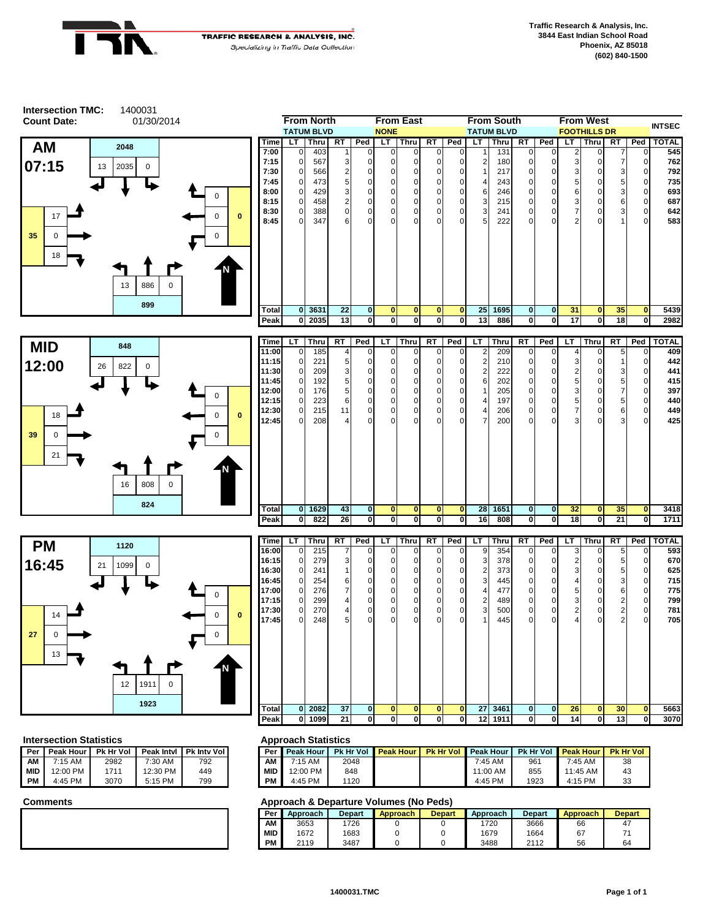TRAFFIC RESEARCH & ANALYSIS, INC.
*Specializing in Traffic Data Collection*

**Traffic Research & Analysis, Inc.**
**3844 East Indian School Road**
**Phoenix, AZ 85018**
**(602) 840-1500**

**Intersection TMC:** 1400031
**Count Date:** 01/30/2014

## AM 07:15

North approach: 2048 (LT 13, Thru 2035, RT 0)
East approach: 0 (0, 0, 0)
South approach: 899 (LT 13, Thru 886, RT 0)
West approach: 35 (LT 17, Thru 0, RT 18)

| Time | From North (TATUM BLVD) LT | Thru | RT | Ped | From East (NONE) LT | Thru | RT | Ped | From South (TATUM BLVD) LT | Thru | RT | Ped | From West (FOOTHILLS DR) LT | Thru | RT | Ped | INTSEC TOTAL |
|---|---|---|---|---|---|---|---|---|---|---|---|---|---|---|---|---|---|
| 7:00 | 0 | 403 | 1 | 0 | 0 | 0 | 0 | 0 | 1 | 131 | 0 | 0 | 2 | 0 | 7 | 0 | 545 |
| 7:15 | 0 | 567 | 3 | 0 | 0 | 0 | 0 | 0 | 2 | 180 | 0 | 0 | 3 | 0 | 7 | 0 | 762 |
| 7:30 | 0 | 566 | 2 | 0 | 0 | 0 | 0 | 0 | 1 | 217 | 0 | 0 | 3 | 0 | 3 | 0 | 792 |
| 7:45 | 0 | 473 | 5 | 0 | 0 | 0 | 0 | 0 | 4 | 243 | 0 | 0 | 5 | 0 | 5 | 0 | 735 |
| 8:00 | 0 | 429 | 3 | 0 | 0 | 0 | 0 | 0 | 6 | 246 | 0 | 0 | 6 | 0 | 3 | 0 | 693 |
| 8:15 | 0 | 458 | 2 | 0 | 0 | 0 | 0 | 0 | 3 | 215 | 0 | 0 | 3 | 0 | 6 | 0 | 687 |
| 8:30 | 0 | 388 | 0 | 0 | 0 | 0 | 0 | 0 | 3 | 241 | 0 | 0 | 7 | 0 | 3 | 0 | 642 |
| 8:45 | 0 | 347 | 6 | 0 | 0 | 0 | 0 | 0 | 5 | 222 | 0 | 0 | 2 | 0 | 1 | 0 | 583 |
| **Total** | **0** | **3631** | **22** | **0** | **0** | **0** | **0** | **0** | **25** | **1695** | **0** | **0** | **31** | **0** | **35** | **0** | **5439** |
| **Peak** | **0** | **2035** | **13** | **0** | **0** | **0** | **0** | **0** | **13** | **886** | **0** | **0** | **17** | **0** | **18** | **0** | **2982** |

## MID 12:00

North approach: 848 (LT 26, Thru 822, RT 0)
East approach: 0 (0, 0, 0)
South approach: 824 (LT 16, Thru 808, RT 0)
West approach: 39 (LT 18, Thru 0, RT 21)

| Time | From North LT | Thru | RT | Ped | From East LT | Thru | RT | Ped | From South LT | Thru | RT | Ped | From West LT | Thru | RT | Ped | TOTAL |
|---|---|---|---|---|---|---|---|---|---|---|---|---|---|---|---|---|---|
| 11:00 | 0 | 185 | 4 | 0 | 0 | 0 | 0 | 0 | 2 | 209 | 0 | 0 | 4 | 0 | 5 | 0 | 409 |
| 11:15 | 0 | 221 | 5 | 0 | 0 | 0 | 0 | 0 | 2 | 210 | 0 | 0 | 3 | 0 | 1 | 0 | 442 |
| 11:30 | 0 | 209 | 3 | 0 | 0 | 0 | 0 | 0 | 2 | 222 | 0 | 0 | 2 | 0 | 3 | 0 | 441 |
| 11:45 | 0 | 192 | 5 | 0 | 0 | 0 | 0 | 0 | 6 | 202 | 0 | 0 | 5 | 0 | 5 | 0 | 415 |
| 12:00 | 0 | 176 | 5 | 0 | 0 | 0 | 0 | 0 | 1 | 205 | 0 | 0 | 3 | 0 | 7 | 0 | 397 |
| 12:15 | 0 | 223 | 6 | 0 | 0 | 0 | 0 | 0 | 4 | 197 | 0 | 0 | 5 | 0 | 5 | 0 | 440 |
| 12:30 | 0 | 215 | 11 | 0 | 0 | 0 | 0 | 0 | 4 | 206 | 0 | 0 | 7 | 0 | 6 | 0 | 449 |
| 12:45 | 0 | 208 | 4 | 0 | 0 | 0 | 0 | 0 | 7 | 200 | 0 | 0 | 3 | 0 | 3 | 0 | 425 |
| **Total** | **0** | **1629** | **43** | **0** | **0** | **0** | **0** | **0** | **28** | **1651** | **0** | **0** | **32** | **0** | **35** | **0** | **3418** |
| **Peak** | **0** | **822** | **26** | **0** | **0** | **0** | **0** | **0** | **16** | **808** | **0** | **0** | **18** | **0** | **21** | **0** | **1711** |

## PM 16:45

North approach: 1120 (LT 21, Thru 1099, RT 0)
East approach: 0 (0, 0, 0)
South approach: 1923 (LT 12, Thru 1911, RT 0)
West approach: 27 (LT 14, Thru 0, RT 13)

| Time | From North LT | Thru | RT | Ped | From East LT | Thru | RT | Ped | From South LT | Thru | RT | Ped | From West LT | Thru | RT | Ped | TOTAL |
|---|---|---|---|---|---|---|---|---|---|---|---|---|---|---|---|---|---|
| 16:00 | 0 | 215 | 7 | 0 | 0 | 0 | 0 | 0 | 9 | 354 | 0 | 0 | 3 | 0 | 5 | 0 | 593 |
| 16:15 | 0 | 279 | 3 | 0 | 0 | 0 | 0 | 0 | 3 | 378 | 0 | 0 | 2 | 0 | 5 | 0 | 670 |
| 16:30 | 0 | 241 | 1 | 0 | 0 | 0 | 0 | 0 | 2 | 373 | 0 | 0 | 3 | 0 | 5 | 0 | 625 |
| 16:45 | 0 | 254 | 6 | 0 | 0 | 0 | 0 | 0 | 3 | 445 | 0 | 0 | 4 | 0 | 3 | 0 | 715 |
| 17:00 | 0 | 276 | 7 | 0 | 0 | 0 | 0 | 0 | 4 | 477 | 0 | 0 | 5 | 0 | 6 | 0 | 775 |
| 17:15 | 0 | 299 | 4 | 0 | 0 | 0 | 0 | 0 | 2 | 489 | 0 | 0 | 3 | 0 | 2 | 0 | 799 |
| 17:30 | 0 | 270 | 4 | 0 | 0 | 0 | 0 | 0 | 3 | 500 | 0 | 0 | 2 | 0 | 2 | 0 | 781 |
| 17:45 | 0 | 248 | 5 | 0 | 0 | 0 | 0 | 0 | 1 | 445 | 0 | 0 | 4 | 0 | 2 | 0 | 705 |
| **Total** | **0** | **2082** | **37** | **0** | **0** | **0** | **0** | **0** | **27** | **3461** | **0** | **0** | **26** | **0** | **30** | **0** | **5663** |
| **Peak** | **0** | **1099** | **21** | **0** | **0** | **0** | **0** | **0** | **12** | **1911** | **0** | **0** | **14** | **0** | **13** | **0** | **3070** |

### Intersection Statistics

| Per | Peak Hour | Pk Hr Vol | Peak Intvl | Pk Intv Vol |
|---|---|---|---|---|
| AM | 7:15 AM | 2982 | 7:30 AM | 792 |
| MID | 12:00 PM | 1711 | 12:30 PM | 449 |
| PM | 4:45 PM | 3070 | 5:15 PM | 799 |

### Approach Statistics

| Per | North Peak Hour | North Pk Hr Vol | East Peak Hour | East Pk Hr Vol | South Peak Hour | South Pk Hr Vol | West Peak Hour | West Pk Hr Vol |
|---|---|---|---|---|---|---|---|---|
| AM | 7:15 AM | 2048 | | | 7:45 AM | 961 | 7:45 AM | 38 |
| MID | 12:00 PM | 848 | | | 11:00 AM | 855 | 11:45 AM | 43 |
| PM | 4:45 PM | 1120 | | | 4:45 PM | 1923 | 4:15 PM | 33 |

### Comments

### Approach & Departure Volumes (No Peds)

| Per | North Approach | North Depart | East Approach | East Depart | South Approach | South Depart | West Approach | West Depart |
|---|---|---|---|---|---|---|---|---|
| AM | 3653 | 1726 | 0 | 0 | 1720 | 3666 | 66 | 47 |
| MID | 1672 | 1683 | 0 | 0 | 1679 | 1664 | 67 | 71 |
| PM | 2119 | 3487 | 0 | 0 | 3488 | 2112 | 56 | 64 |

1400031.TMC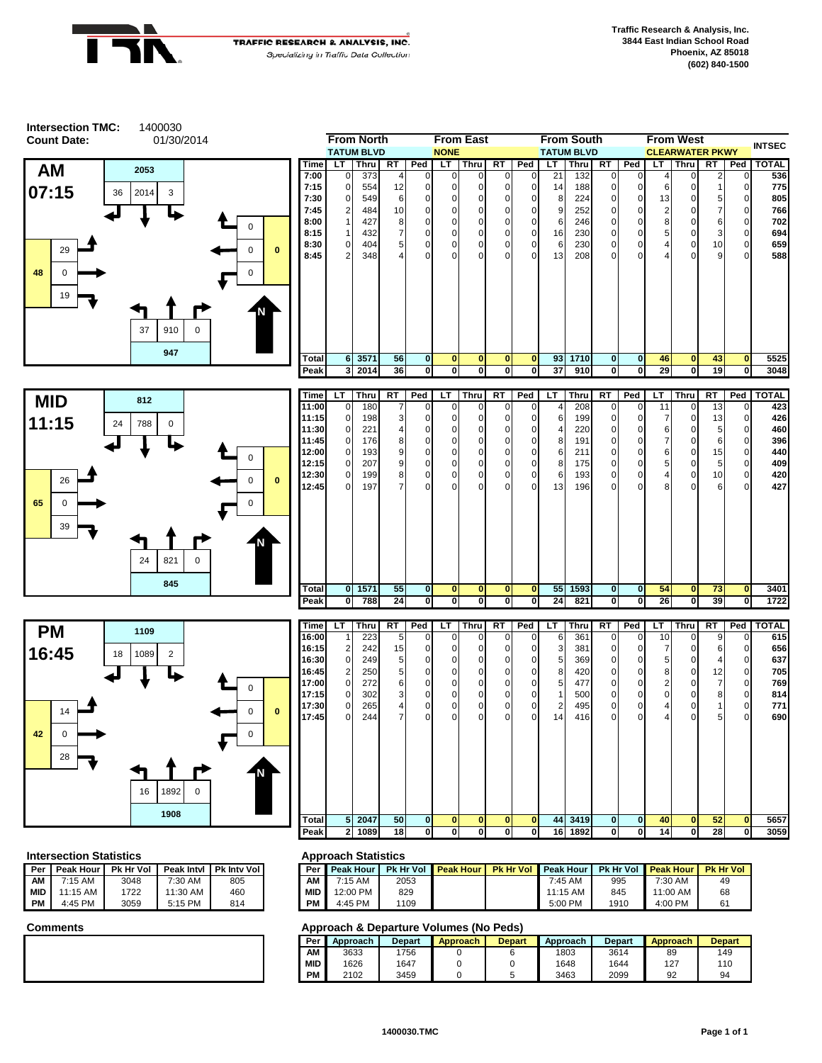**Traffic Research & Analysis, Inc.**
**3844 East Indian School Road**
**Phoenix, AZ 85018**
**(602) 840-1500**

TRAFFIC RESEARCH & ANALYSIS, INC.
*Specializing in Traffic Data Collection*

**Intersection TMC:** 1400030
**Count Date:** 01/30/2014

**AM 07:15**

- From North (TATUM BLVD): 2053 approach; LT 3, Thru 2014, RT 36
- From East (NONE): 0 approach; 0, 0, 0
- From South (TATUM BLVD): 947 approach; LT 37, Thru 910, RT 0
- From West (CLEARWATER PKWY): 48 approach; LT 29, Thru 0, RT 19

| Time | From North LT | Thru | RT | Ped | From East LT | Thru | RT | Ped | From South LT | Thru | RT | Ped | From West LT | Thru | RT | Ped | INTSEC TOTAL |
|---|---|---|---|---|---|---|---|---|---|---|---|---|---|---|---|---|---|
| | TATUM BLVD | | | | NONE | | | | TATUM BLVD | | | | CLEARWATER PKWY | | | | |
| 7:00 | 0 | 373 | 4 | 0 | 0 | 0 | 0 | 0 | 21 | 132 | 0 | 0 | 4 | 0 | 2 | 0 | 536 |
| 7:15 | 0 | 554 | 12 | 0 | 0 | 0 | 0 | 0 | 14 | 188 | 0 | 0 | 6 | 0 | 1 | 0 | 775 |
| 7:30 | 0 | 549 | 6 | 0 | 0 | 0 | 0 | 0 | 8 | 224 | 0 | 0 | 13 | 0 | 5 | 0 | 805 |
| 7:45 | 2 | 484 | 10 | 0 | 0 | 0 | 0 | 0 | 9 | 252 | 0 | 0 | 2 | 0 | 7 | 0 | 766 |
| 8:00 | 1 | 427 | 8 | 0 | 0 | 0 | 0 | 0 | 6 | 246 | 0 | 0 | 8 | 0 | 6 | 0 | 702 |
| 8:15 | 1 | 432 | 7 | 0 | 0 | 0 | 0 | 0 | 16 | 230 | 0 | 0 | 5 | 0 | 3 | 0 | 694 |
| 8:30 | 0 | 404 | 5 | 0 | 0 | 0 | 0 | 0 | 6 | 230 | 0 | 0 | 4 | 0 | 10 | 0 | 659 |
| 8:45 | 2 | 348 | 4 | 0 | 0 | 0 | 0 | 0 | 13 | 208 | 0 | 0 | 4 | 0 | 9 | 0 | 588 |
| Total | 6 | 3571 | 56 | 0 | 0 | 0 | 0 | 0 | 93 | 1710 | 0 | 0 | 46 | 0 | 43 | 0 | 5525 |
| Peak | 3 | 2014 | 36 | 0 | 0 | 0 | 0 | 0 | 37 | 910 | 0 | 0 | 29 | 0 | 19 | 0 | 3048 |

**MID 11:15**

- From North: 812 approach; LT 0, Thru 788, RT 24
- From East: 0 approach; 0, 0, 0
- From South: 845 approach; LT 24, Thru 821, RT 0
- From West: 65 approach; LT 26, Thru 0, RT 39

| Time | LT | Thru | RT | Ped | LT | Thru | RT | Ped | LT | Thru | RT | Ped | LT | Thru | RT | Ped | TOTAL |
|---|---|---|---|---|---|---|---|---|---|---|---|---|---|---|---|---|---|
| 11:00 | 0 | 180 | 7 | 0 | 0 | 0 | 0 | 0 | 4 | 208 | 0 | 0 | 11 | 0 | 13 | 0 | 423 |
| 11:15 | 0 | 198 | 3 | 0 | 0 | 0 | 0 | 0 | 6 | 199 | 0 | 0 | 7 | 0 | 13 | 0 | 426 |
| 11:30 | 0 | 221 | 4 | 0 | 0 | 0 | 0 | 0 | 4 | 220 | 0 | 0 | 6 | 0 | 5 | 0 | 460 |
| 11:45 | 0 | 176 | 8 | 0 | 0 | 0 | 0 | 0 | 8 | 191 | 0 | 0 | 7 | 0 | 6 | 0 | 396 |
| 12:00 | 0 | 193 | 9 | 0 | 0 | 0 | 0 | 0 | 6 | 211 | 0 | 0 | 6 | 0 | 15 | 0 | 440 |
| 12:15 | 0 | 207 | 9 | 0 | 0 | 0 | 0 | 0 | 8 | 175 | 0 | 0 | 5 | 0 | 5 | 0 | 409 |
| 12:30 | 0 | 199 | 8 | 0 | 0 | 0 | 0 | 0 | 6 | 193 | 0 | 0 | 4 | 0 | 10 | 0 | 420 |
| 12:45 | 0 | 197 | 7 | 0 | 0 | 0 | 0 | 0 | 13 | 196 | 0 | 0 | 8 | 0 | 6 | 0 | 427 |
| Total | 0 | 1571 | 55 | 0 | 0 | 0 | 0 | 0 | 55 | 1593 | 0 | 0 | 54 | 0 | 73 | 0 | 3401 |
| Peak | 0 | 788 | 24 | 0 | 0 | 0 | 0 | 0 | 24 | 821 | 0 | 0 | 26 | 0 | 39 | 0 | 1722 |

**PM 16:45**

- From North: 1109 approach; LT 2, Thru 1089, RT 18
- From East: 0 approach; 0, 0, 0
- From South: 1908 approach; LT 16, Thru 1892, RT 0
- From West: 42 approach; LT 14, Thru 0, RT 28

| Time | LT | Thru | RT | Ped | LT | Thru | RT | Ped | LT | Thru | RT | Ped | LT | Thru | RT | Ped | TOTAL |
|---|---|---|---|---|---|---|---|---|---|---|---|---|---|---|---|---|---|
| 16:00 | 1 | 223 | 5 | 0 | 0 | 0 | 0 | 0 | 6 | 361 | 0 | 0 | 10 | 0 | 9 | 0 | 615 |
| 16:15 | 2 | 242 | 15 | 0 | 0 | 0 | 0 | 0 | 3 | 381 | 0 | 0 | 7 | 0 | 6 | 0 | 656 |
| 16:30 | 0 | 249 | 5 | 0 | 0 | 0 | 0 | 0 | 5 | 369 | 0 | 0 | 5 | 0 | 4 | 0 | 637 |
| 16:45 | 2 | 250 | 5 | 0 | 0 | 0 | 0 | 0 | 8 | 420 | 0 | 0 | 8 | 0 | 12 | 0 | 705 |
| 17:00 | 0 | 272 | 6 | 0 | 0 | 0 | 0 | 0 | 5 | 477 | 0 | 0 | 2 | 0 | 7 | 0 | 769 |
| 17:15 | 0 | 302 | 3 | 0 | 0 | 0 | 0 | 0 | 1 | 500 | 0 | 0 | 0 | 0 | 8 | 0 | 814 |
| 17:30 | 0 | 265 | 4 | 0 | 0 | 0 | 0 | 0 | 2 | 495 | 0 | 0 | 4 | 0 | 1 | 0 | 771 |
| 17:45 | 0 | 244 | 7 | 0 | 0 | 0 | 0 | 0 | 14 | 416 | 0 | 0 | 4 | 0 | 5 | 0 | 690 |
| Total | 5 | 2047 | 50 | 0 | 0 | 0 | 0 | 0 | 44 | 3419 | 0 | 0 | 40 | 0 | 52 | 0 | 5657 |
| Peak | 2 | 1089 | 18 | 0 | 0 | 0 | 0 | 0 | 16 | 1892 | 0 | 0 | 14 | 0 | 28 | 0 | 3059 |

### Intersection Statistics

| Per | Peak Hour | Pk Hr Vol | Peak Intvl | Pk Intv Vol |
|---|---|---|---|---|
| AM | 7:15 AM | 3048 | 7:30 AM | 805 |
| MID | 11:15 AM | 1722 | 11:30 AM | 460 |
| PM | 4:45 PM | 3059 | 5:15 PM | 814 |

### Approach Statistics

| Per | Peak Hour | Pk Hr Vol | Peak Hour | Pk Hr Vol | Peak Hour | Pk Hr Vol | Peak Hour | Pk Hr Vol |
|---|---|---|---|---|---|---|---|---|
| AM | 7:15 AM | 2053 | | | 7:45 AM | 995 | 7:30 AM | 49 |
| MID | 12:00 PM | 829 | | | 11:15 AM | 845 | 11:00 AM | 68 |
| PM | 4:45 PM | 1109 | | | 5:00 PM | 1910 | 4:00 PM | 61 |

### Comments

### Approach & Departure Volumes (No Peds)

| Per | Approach | Depart | Approach | Depart | Approach | Depart | Approach | Depart |
|---|---|---|---|---|---|---|---|---|
| AM | 3633 | 1756 | 0 | 6 | 1803 | 3614 | 89 | 149 |
| MID | 1626 | 1647 | 0 | 0 | 1648 | 1644 | 127 | 110 |
| PM | 2102 | 3459 | 0 | 5 | 3463 | 2099 | 92 | 94 |

1400030.TMC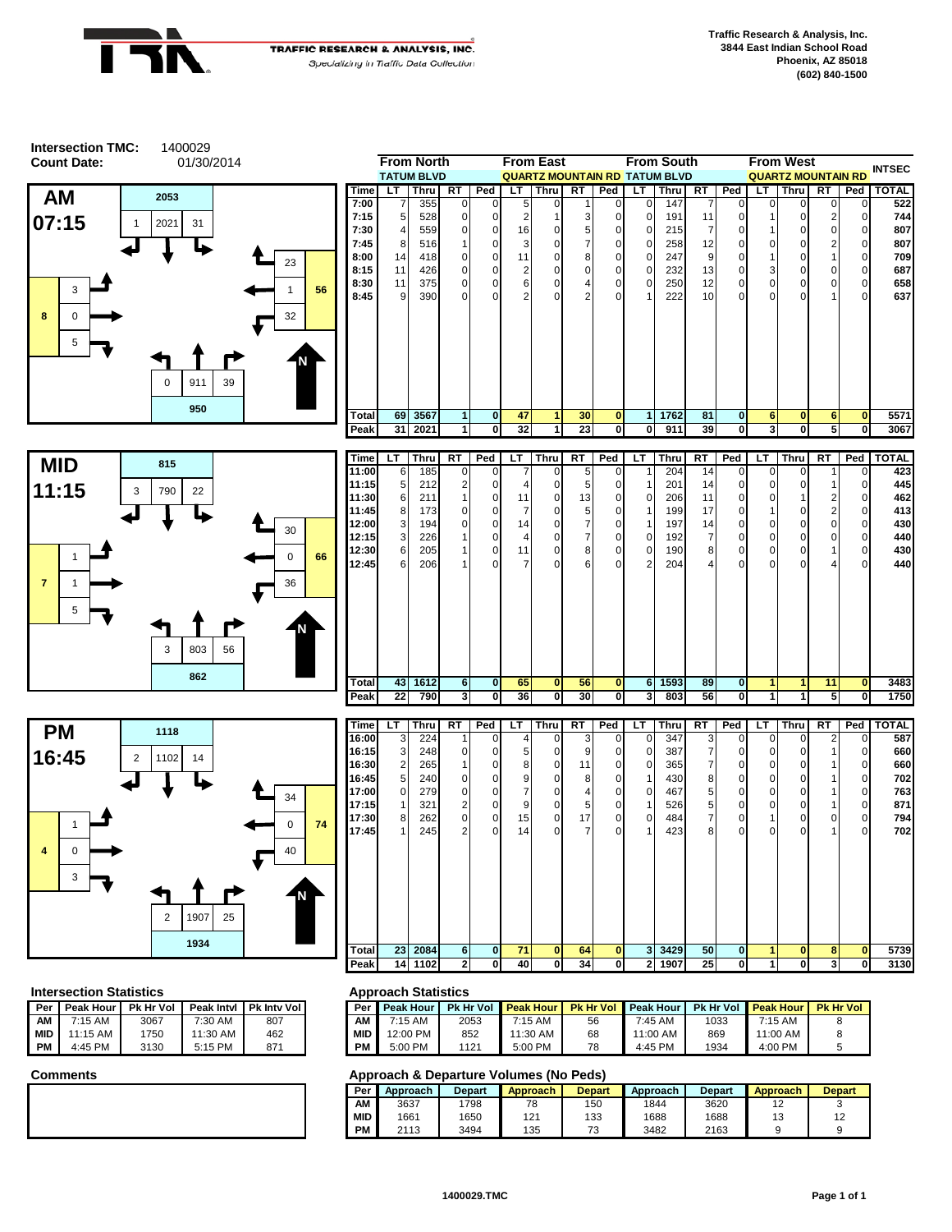TRAFFIC RESEARCH & ANALYSIS, INC.
*Specializing in Traffic Data Collection*

Traffic Research & Analysis, Inc.
3844 East Indian School Road
Phoenix, AZ 85018
(602) 840-1500

**Intersection TMC:** 1400029
**Count Date:** 01/30/2014

## AM 07:15

Approach diagram: From North total 2053 (LT 1, Thru 2021, RT 31); From East total 56 (LT 23, Thru 1, RT 32); From South total 950 (LT 0, Thru 911, RT 39); From West total 8 (LT 3, Thru 0, RT 5).

| Time | From North (TATUM BLVD) LT | Thru | RT | Ped | From East (QUARTZ MOUNTAIN RD) LT | Thru | RT | Ped | From South (TATUM BLVD) LT | Thru | RT | Ped | From West (QUARTZ MOUNTAIN RD) LT | Thru | RT | Ped | INTSEC TOTAL |
|---|---|---|---|---|---|---|---|---|---|---|---|---|---|---|---|---|---|
| 7:00 | 7 | 355 | 0 | 0 | 5 | 0 | 1 | 0 | 0 | 147 | 7 | 0 | 0 | 0 | 0 | 0 | 522 |
| 7:15 | 5 | 528 | 0 | 0 | 2 | 1 | 3 | 0 | 0 | 191 | 11 | 0 | 1 | 0 | 2 | 0 | 744 |
| 7:30 | 4 | 559 | 0 | 0 | 16 | 0 | 5 | 0 | 0 | 215 | 7 | 0 | 1 | 0 | 0 | 0 | 807 |
| 7:45 | 8 | 516 | 1 | 0 | 3 | 0 | 7 | 0 | 0 | 258 | 12 | 0 | 0 | 0 | 2 | 0 | 807 |
| 8:00 | 14 | 418 | 0 | 0 | 11 | 0 | 8 | 0 | 0 | 247 | 9 | 0 | 1 | 0 | 1 | 0 | 709 |
| 8:15 | 11 | 426 | 0 | 0 | 2 | 0 | 0 | 0 | 0 | 232 | 13 | 0 | 3 | 0 | 0 | 0 | 687 |
| 8:30 | 11 | 375 | 0 | 0 | 6 | 0 | 4 | 0 | 0 | 250 | 12 | 0 | 0 | 0 | 0 | 0 | 658 |
| 8:45 | 9 | 390 | 0 | 0 | 2 | 0 | 2 | 0 | 1 | 222 | 10 | 0 | 0 | 0 | 1 | 0 | 637 |
| Total | 69 | 3567 | 1 | 0 | 47 | 1 | 30 | 0 | 1 | 1762 | 81 | 0 | 6 | 0 | 6 | 0 | 5571 |
| Peak | 31 | 2021 | 1 | 0 | 32 | 1 | 23 | 0 | 0 | 911 | 39 | 0 | 3 | 0 | 5 | 0 | 3067 |

## MID 11:15

Approach diagram: From North total 815 (LT 3, Thru 790, RT 22); From East total 66 (LT 30, Thru 0, RT 36); From South total 862 (LT 3, Thru 803, RT 56); From West total 7 (LT 1, Thru 1, RT 5).

| Time | From North LT | Thru | RT | Ped | From East LT | Thru | RT | Ped | From South LT | Thru | RT | Ped | From West LT | Thru | RT | Ped | TOTAL |
|---|---|---|---|---|---|---|---|---|---|---|---|---|---|---|---|---|---|
| 11:00 | 6 | 185 | 0 | 0 | 7 | 0 | 5 | 0 | 1 | 204 | 14 | 0 | 0 | 0 | 1 | 0 | 423 |
| 11:15 | 5 | 212 | 2 | 0 | 4 | 0 | 5 | 0 | 1 | 201 | 14 | 0 | 0 | 0 | 1 | 0 | 445 |
| 11:30 | 6 | 211 | 1 | 0 | 11 | 0 | 13 | 0 | 0 | 206 | 11 | 0 | 0 | 1 | 2 | 0 | 462 |
| 11:45 | 8 | 173 | 0 | 0 | 7 | 0 | 5 | 0 | 1 | 199 | 17 | 0 | 1 | 0 | 2 | 0 | 413 |
| 12:00 | 3 | 194 | 0 | 0 | 14 | 0 | 7 | 0 | 1 | 197 | 14 | 0 | 0 | 0 | 0 | 0 | 430 |
| 12:15 | 3 | 226 | 1 | 0 | 4 | 0 | 7 | 0 | 0 | 192 | 7 | 0 | 0 | 0 | 0 | 0 | 440 |
| 12:30 | 6 | 205 | 1 | 0 | 11 | 0 | 8 | 0 | 0 | 190 | 8 | 0 | 0 | 0 | 1 | 0 | 430 |
| 12:45 | 6 | 206 | 1 | 0 | 7 | 0 | 6 | 0 | 2 | 204 | 4 | 0 | 0 | 0 | 4 | 0 | 440 |
| Total | 43 | 1612 | 6 | 0 | 65 | 0 | 56 | 0 | 6 | 1593 | 89 | 0 | 1 | 1 | 11 | 0 | 3483 |
| Peak | 22 | 790 | 3 | 0 | 36 | 0 | 30 | 0 | 3 | 803 | 56 | 0 | 1 | 1 | 5 | 0 | 1750 |

## PM 16:45

Approach diagram: From North total 1118 (LT 2, Thru 1102, RT 14); From East total 74 (LT 34, Thru 0, RT 40); From South total 1934 (LT 2, Thru 1907, RT 25); From West total 4 (LT 1, Thru 0, RT 3).

| Time | From North LT | Thru | RT | Ped | From East LT | Thru | RT | Ped | From South LT | Thru | RT | Ped | From West LT | Thru | RT | Ped | TOTAL |
|---|---|---|---|---|---|---|---|---|---|---|---|---|---|---|---|---|---|
| 16:00 | 3 | 224 | 1 | 0 | 4 | 0 | 3 | 0 | 0 | 347 | 3 | 0 | 0 | 0 | 2 | 0 | 587 |
| 16:15 | 3 | 248 | 0 | 0 | 5 | 0 | 9 | 0 | 0 | 387 | 7 | 0 | 0 | 0 | 1 | 0 | 660 |
| 16:30 | 2 | 265 | 1 | 0 | 8 | 0 | 11 | 0 | 0 | 365 | 7 | 0 | 0 | 0 | 1 | 0 | 660 |
| 16:45 | 5 | 240 | 0 | 0 | 9 | 0 | 8 | 0 | 1 | 430 | 8 | 0 | 0 | 0 | 1 | 0 | 702 |
| 17:00 | 0 | 279 | 0 | 0 | 7 | 0 | 4 | 0 | 0 | 467 | 5 | 0 | 0 | 0 | 1 | 0 | 763 |
| 17:15 | 1 | 321 | 2 | 0 | 9 | 0 | 5 | 0 | 1 | 526 | 5 | 0 | 0 | 0 | 1 | 0 | 871 |
| 17:30 | 8 | 262 | 0 | 0 | 15 | 0 | 17 | 0 | 0 | 484 | 7 | 0 | 1 | 0 | 0 | 0 | 794 |
| 17:45 | 1 | 245 | 2 | 0 | 14 | 0 | 7 | 0 | 1 | 423 | 8 | 0 | 0 | 0 | 1 | 0 | 702 |
| Total | 23 | 2084 | 6 | 0 | 71 | 0 | 64 | 0 | 3 | 3429 | 50 | 0 | 1 | 0 | 8 | 0 | 5739 |
| Peak | 14 | 1102 | 2 | 0 | 40 | 0 | 34 | 0 | 2 | 1907 | 25 | 0 | 1 | 0 | 3 | 0 | 3130 |

### Intersection Statistics

| Per | Peak Hour | Pk Hr Vol | Peak Intvl | Pk Intv Vol |
|---|---|---|---|---|
| AM | 7:15 AM | 3067 | 7:30 AM | 807 |
| MID | 11:15 AM | 1750 | 11:30 AM | 462 |
| PM | 4:45 PM | 3130 | 5:15 PM | 871 |

### Approach Statistics

| Per | Peak Hour | Pk Hr Vol | Peak Hour | Pk Hr Vol | Peak Hour | Pk Hr Vol | Peak Hour | Pk Hr Vol |
|---|---|---|---|---|---|---|---|---|
| AM | 7:15 AM | 2053 | 7:15 AM | 56 | 7:45 AM | 1033 | 7:15 AM | 8 |
| MID | 12:00 PM | 852 | 11:30 AM | 68 | 11:00 AM | 869 | 11:00 AM | 8 |
| PM | 5:00 PM | 1121 | 5:00 PM | 78 | 4:45 PM | 1934 | 4:00 PM | 5 |

### Comments

### Approach & Departure Volumes (No Peds)

| Per | Approach | Depart | Approach | Depart | Approach | Depart | Approach | Depart |
|---|---|---|---|---|---|---|---|---|
| AM | 3637 | 1798 | 78 | 150 | 1844 | 3620 | 12 | 3 |
| MID | 1661 | 1650 | 121 | 133 | 1688 | 1688 | 13 | 12 |
| PM | 2113 | 3494 | 135 | 73 | 3482 | 2163 | 9 | 9 |

1400029.TMC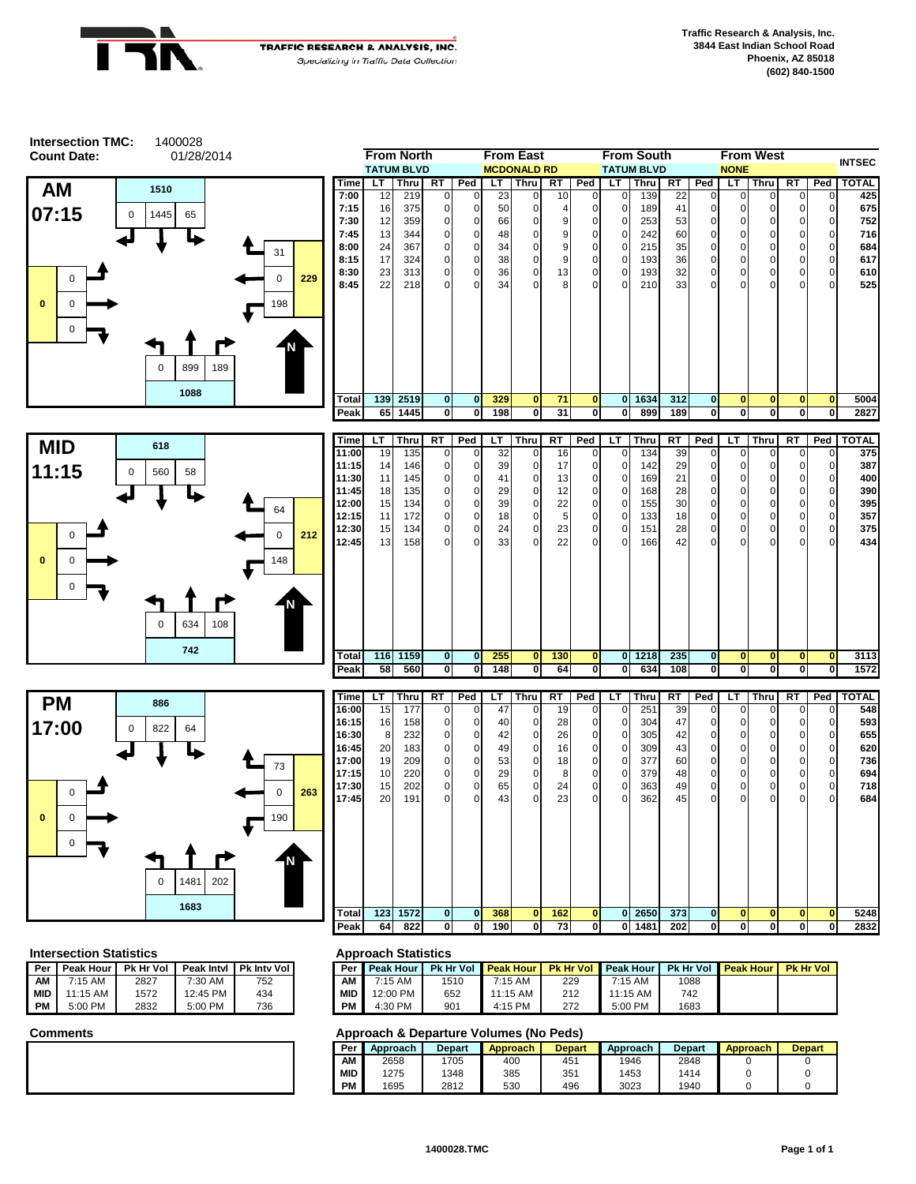**Traffic Research & Analysis, Inc.**
**3844 East Indian School Road**
**Phoenix, AZ 85018**
**(602) 840-1500**

TRAFFIC RESEARCH & ANALYSIS, INC.
*Specializing in Traffic Data Collection*

**Intersection TMC:** 1400028
**Count Date:** 01/28/2014

**AM 07:15**

From North (TATUM BLVD): Total 1510; RT 65, Thru 1445, LT 0
From East (MCDONALD RD): Approach 229; LT 31, Thru 0, RT 198
From West (NONE): Approach 0; LT 0, Thru 0, RT 0
From South (TATUM BLVD): Total 1088; LT 0, Thru 899, RT 189

N

| | From North | | | | From East | | | | From South | | | | From West | | | | INTSEC |
|---|---|---|---|---|---|---|---|---|---|---|---|---|---|---|---|---|---|
| | TATUM BLVD | | | | MCDONALD RD | | | | TATUM BLVD | | | | NONE | | | | |
| Time | LT | Thru | RT | Ped | LT | Thru | RT | Ped | LT | Thru | RT | Ped | LT | Thru | RT | Ped | TOTAL |
| 7:00 | 12 | 219 | 0 | 0 | 23 | 0 | 10 | 0 | 0 | 139 | 22 | 0 | 0 | 0 | 0 | 0 | 425 |
| 7:15 | 16 | 375 | 0 | 0 | 50 | 0 | 4 | 0 | 0 | 189 | 41 | 0 | 0 | 0 | 0 | 0 | 675 |
| 7:30 | 12 | 359 | 0 | 0 | 66 | 0 | 9 | 0 | 0 | 253 | 53 | 0 | 0 | 0 | 0 | 0 | 752 |
| 7:45 | 13 | 344 | 0 | 0 | 48 | 0 | 9 | 0 | 0 | 242 | 60 | 0 | 0 | 0 | 0 | 0 | 716 |
| 8:00 | 24 | 367 | 0 | 0 | 34 | 0 | 9 | 0 | 0 | 215 | 35 | 0 | 0 | 0 | 0 | 0 | 684 |
| 8:15 | 17 | 324 | 0 | 0 | 38 | 0 | 9 | 0 | 0 | 193 | 36 | 0 | 0 | 0 | 0 | 0 | 617 |
| 8:30 | 23 | 313 | 0 | 0 | 36 | 0 | 13 | 0 | 0 | 193 | 32 | 0 | 0 | 0 | 0 | 0 | 610 |
| 8:45 | 22 | 218 | 0 | 0 | 34 | 0 | 8 | 0 | 0 | 210 | 33 | 0 | 0 | 0 | 0 | 0 | 525 |
| Total | 139 | 2519 | 0 | 0 | 329 | 0 | 71 | 0 | 0 | 1634 | 312 | 0 | 0 | 0 | 0 | 0 | 5004 |
| Peak | 65 | 1445 | 0 | 0 | 198 | 0 | 31 | 0 | 0 | 899 | 189 | 0 | 0 | 0 | 0 | 0 | 2827 |

**MID 11:15**

From North (TATUM BLVD): Total 618; RT 58, Thru 560, LT 0
From East (MCDONALD RD): Approach 212; LT 64, Thru 0, RT 148
From West (NONE): Approach 0; LT 0, Thru 0, RT 0
From South (TATUM BLVD): Total 742; LT 0, Thru 634, RT 108

N

| Time | LT | Thru | RT | Ped | LT | Thru | RT | Ped | LT | Thru | RT | Ped | LT | Thru | RT | Ped | TOTAL |
|---|---|---|---|---|---|---|---|---|---|---|---|---|---|---|---|---|---|
| 11:00 | 19 | 135 | 0 | 0 | 32 | 0 | 16 | 0 | 0 | 134 | 39 | 0 | 0 | 0 | 0 | 0 | 375 |
| 11:15 | 14 | 146 | 0 | 0 | 39 | 0 | 17 | 0 | 0 | 142 | 29 | 0 | 0 | 0 | 0 | 0 | 387 |
| 11:30 | 11 | 145 | 0 | 0 | 41 | 0 | 13 | 0 | 0 | 169 | 21 | 0 | 0 | 0 | 0 | 0 | 400 |
| 11:45 | 18 | 135 | 0 | 0 | 29 | 0 | 12 | 0 | 0 | 168 | 28 | 0 | 0 | 0 | 0 | 0 | 390 |
| 12:00 | 15 | 134 | 0 | 0 | 39 | 0 | 22 | 0 | 0 | 155 | 30 | 0 | 0 | 0 | 0 | 0 | 395 |
| 12:15 | 11 | 172 | 0 | 0 | 18 | 0 | 5 | 0 | 0 | 133 | 18 | 0 | 0 | 0 | 0 | 0 | 357 |
| 12:30 | 15 | 134 | 0 | 0 | 24 | 0 | 23 | 0 | 0 | 151 | 28 | 0 | 0 | 0 | 0 | 0 | 375 |
| 12:45 | 13 | 158 | 0 | 0 | 33 | 0 | 22 | 0 | 0 | 166 | 42 | 0 | 0 | 0 | 0 | 0 | 434 |
| Total | 116 | 1159 | 0 | 0 | 255 | 0 | 130 | 0 | 0 | 1218 | 235 | 0 | 0 | 0 | 0 | 0 | 3113 |
| Peak | 58 | 560 | 0 | 0 | 148 | 0 | 64 | 0 | 0 | 634 | 108 | 0 | 0 | 0 | 0 | 0 | 1572 |

**PM 17:00**

From North (TATUM BLVD): Total 886; RT 64, Thru 822, LT 0
From East (MCDONALD RD): Approach 263; LT 73, Thru 0, RT 190
From West (NONE): Approach 0; LT 0, Thru 0, RT 0
From South (TATUM BLVD): Total 1683; LT 0, Thru 1481, RT 202

N

| Time | LT | Thru | RT | Ped | LT | Thru | RT | Ped | LT | Thru | RT | Ped | LT | Thru | RT | Ped | TOTAL |
|---|---|---|---|---|---|---|---|---|---|---|---|---|---|---|---|---|---|
| 16:00 | 15 | 177 | 0 | 0 | 47 | 0 | 19 | 0 | 0 | 251 | 39 | 0 | 0 | 0 | 0 | 0 | 548 |
| 16:15 | 16 | 158 | 0 | 0 | 40 | 0 | 28 | 0 | 0 | 304 | 47 | 0 | 0 | 0 | 0 | 0 | 593 |
| 16:30 | 8 | 232 | 0 | 0 | 42 | 0 | 26 | 0 | 0 | 305 | 42 | 0 | 0 | 0 | 0 | 0 | 655 |
| 16:45 | 20 | 183 | 0 | 0 | 49 | 0 | 16 | 0 | 0 | 309 | 43 | 0 | 0 | 0 | 0 | 0 | 620 |
| 17:00 | 19 | 209 | 0 | 0 | 53 | 0 | 18 | 0 | 0 | 377 | 60 | 0 | 0 | 0 | 0 | 0 | 736 |
| 17:15 | 10 | 220 | 0 | 0 | 29 | 0 | 8 | 0 | 0 | 379 | 48 | 0 | 0 | 0 | 0 | 0 | 694 |
| 17:30 | 15 | 202 | 0 | 0 | 65 | 0 | 24 | 0 | 0 | 363 | 49 | 0 | 0 | 0 | 0 | 0 | 718 |
| 17:45 | 20 | 191 | 0 | 0 | 43 | 0 | 23 | 0 | 0 | 362 | 45 | 0 | 0 | 0 | 0 | 0 | 684 |
| Total | 123 | 1572 | 0 | 0 | 368 | 0 | 162 | 0 | 0 | 2650 | 373 | 0 | 0 | 0 | 0 | 0 | 5248 |
| Peak | 64 | 822 | 0 | 0 | 190 | 0 | 73 | 0 | 0 | 1481 | 202 | 0 | 0 | 0 | 0 | 0 | 2832 |

### Intersection Statistics

| Per | Peak Hour | Pk Hr Vol | Peak Intvl | Pk Intv Vol |
|---|---|---|---|---|
| AM | 7:15 AM | 2827 | 7:30 AM | 752 |
| MID | 11:15 AM | 1572 | 12:45 PM | 434 |
| PM | 5:00 PM | 2832 | 5:00 PM | 736 |

### Approach Statistics

| Per | Peak Hour | Pk Hr Vol | Peak Hour | Pk Hr Vol | Peak Hour | Pk Hr Vol | Peak Hour | Pk Hr Vol |
|---|---|---|---|---|---|---|---|---|
| AM | 7:15 AM | 1510 | 7:15 AM | 229 | 7:15 AM | 1088 | | |
| MID | 12:00 PM | 652 | 11:15 AM | 212 | 11:15 AM | 742 | | |
| PM | 4:30 PM | 901 | 4:15 PM | 272 | 5:00 PM | 1683 | | |

### Comments

### Approach & Departure Volumes (No Peds)

| Per | Approach | Depart | Approach | Depart | Approach | Depart | Approach | Depart |
|---|---|---|---|---|---|---|---|---|
| AM | 2658 | 1705 | 400 | 451 | 1946 | 2848 | 0 | 0 |
| MID | 1275 | 1348 | 385 | 351 | 1453 | 1414 | 0 | 0 |
| PM | 1695 | 2812 | 530 | 496 | 3023 | 1940 | 0 | 0 |

1400028.TMC